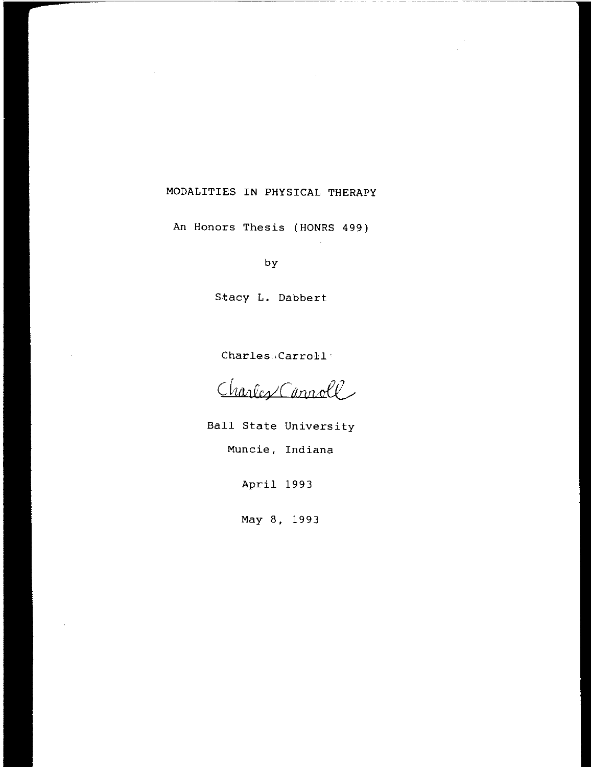# MODALITIES IN PHYSICAL THERAPY

An Honors Thesis (HONRS 499)

by

Stacy L. Dabbert

Charles Carroll

Charles Carroll

Ball State University

Muncie, Indiana

April 1993

May 8, 1993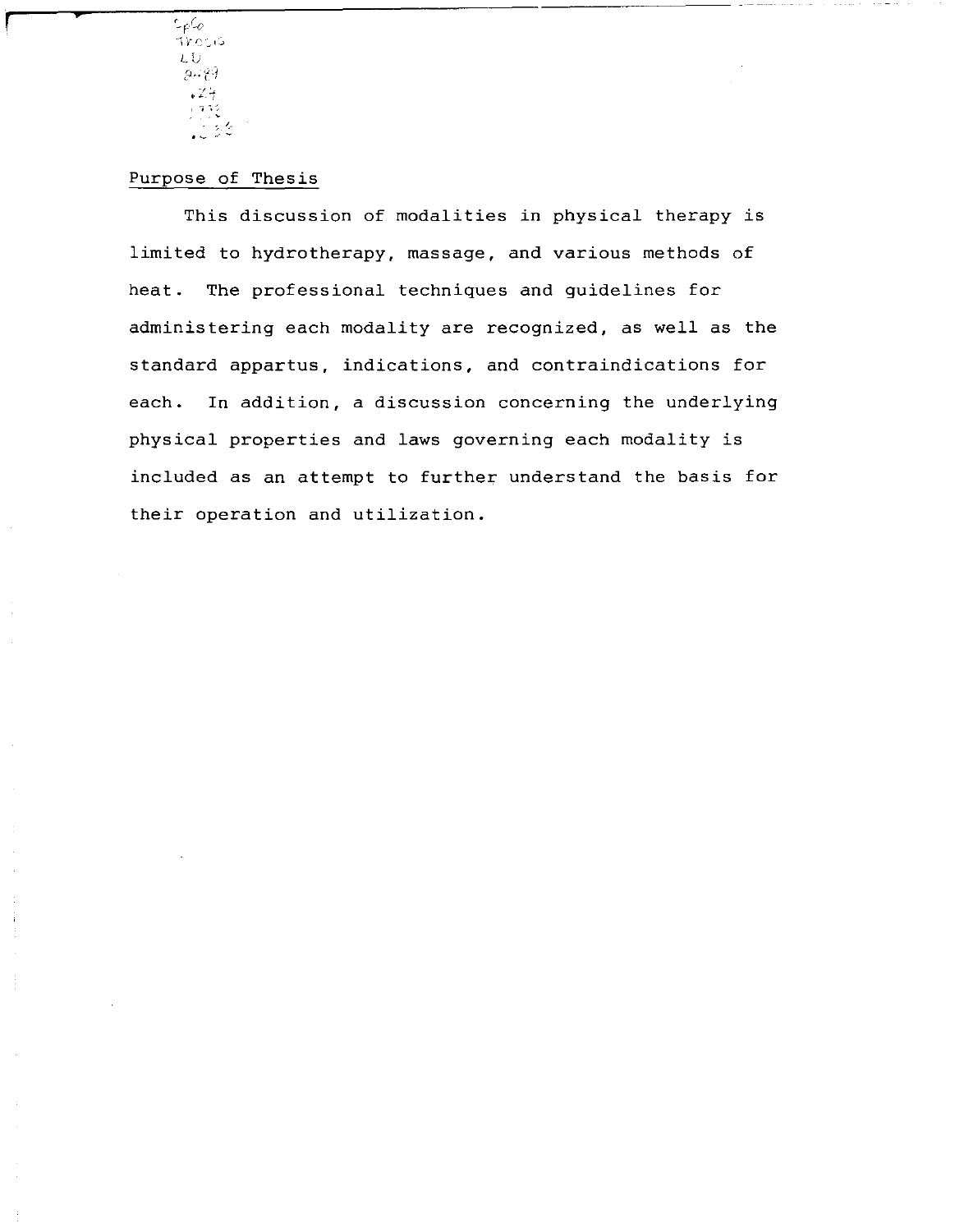SpCo
Thesis
LD
2489
.Z4
1988
.C33

## Purpose of Thesis

This discussion of modalities in physical therapy is limited to hydrotherapy, massage, and various methods of heat. The professional techniques and guidelines for administering each modality are recognized, as well as the standard appartus, indications, and contraindications for each. In addition, a discussion concerning the underlying physical properties and laws governing each modality is included as an attempt to further understand the basis for their operation and utilization.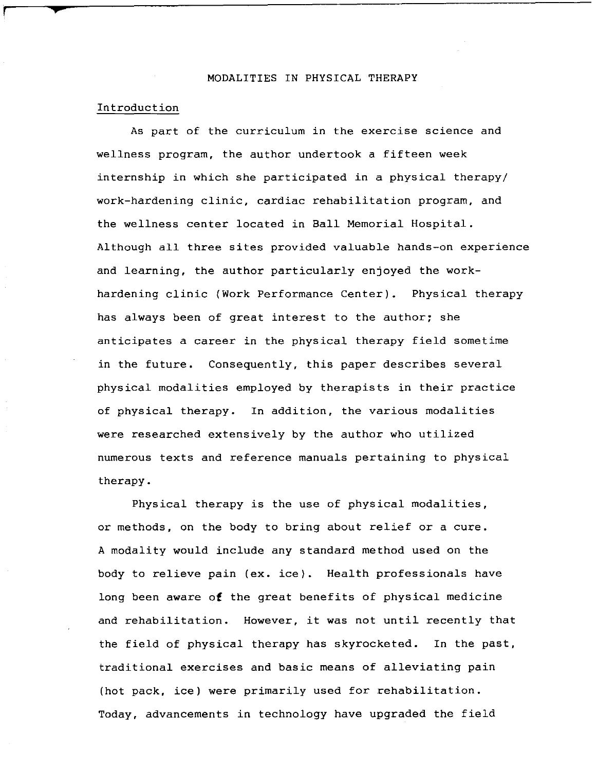# MODALITIES IN PHYSICAL THERAPY

## Introduction

As part of the curriculum in the exercise science and wellness program, the author undertook a fifteen week internship in which she participated in a physical therapy/work-hardening clinic, cardiac rehabilitation program, and the wellness center located in Ball Memorial Hospital. Although all three sites provided valuable hands-on experience and learning, the author particularly enjoyed the work-hardening clinic (Work Performance Center). Physical therapy has always been of great interest to the author; she anticipates a career in the physical therapy field sometime in the future. Consequently, this paper describes several physical modalities employed by therapists in their practice of physical therapy. In addition, the various modalities were researched extensively by the author who utilized numerous texts and reference manuals pertaining to physical therapy.

Physical therapy is the use of physical modalities, or methods, on the body to bring about relief or a cure. A modality would include any standard method used on the body to relieve pain (ex. ice). Health professionals have long been aware of the great benefits of physical medicine and rehabilitation. However, it was not until recently that the field of physical therapy has skyrocketed. In the past, traditional exercises and basic means of alleviating pain (hot pack, ice) were primarily used for rehabilitation. Today, advancements in technology have upgraded the field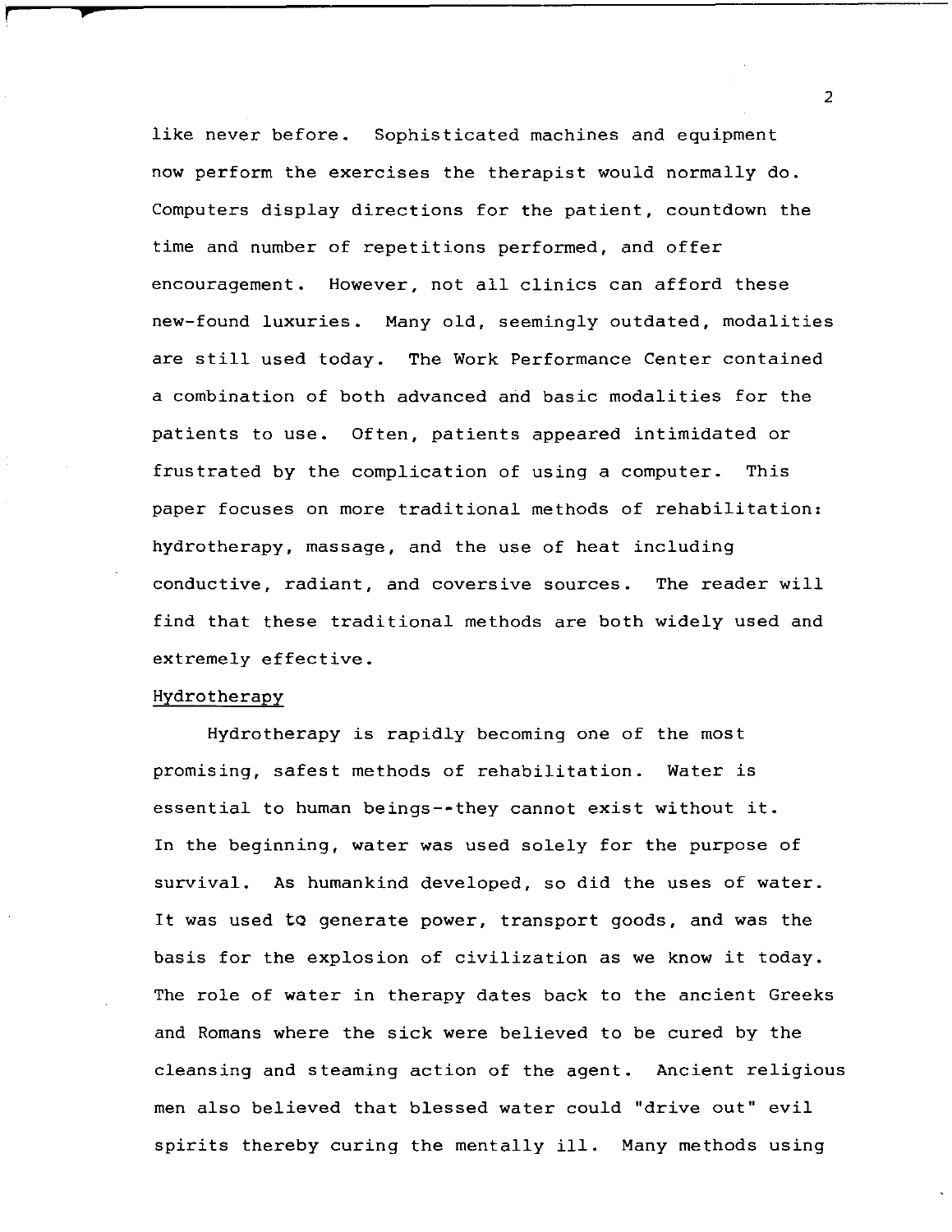like never before. Sophisticated machines and equipment now perform the exercises the therapist would normally do. Computers display directions for the patient, countdown the time and number of repetitions performed, and offer encouragement. However, not all clinics can afford these new-found luxuries. Many old, seemingly outdated, modalities are still used today. The Work Performance Center contained a combination of both advanced and basic modalities for the patients to use. Often, patients appeared intimidated or frustrated by the complication of using a computer. This paper focuses on more traditional methods of rehabilitation: hydrotherapy, massage, and the use of heat including conductive, radiant, and coversive sources. The reader will find that these traditional methods are both widely used and extremely effective.

## Hydrotherapy

Hydrotherapy is rapidly becoming one of the most promising, safest methods of rehabilitation. Water is essential to human beings--they cannot exist without it. In the beginning, water was used solely for the purpose of survival. As humankind developed, so did the uses of water. It was used to generate power, transport goods, and was the basis for the explosion of civilization as we know it today. The role of water in therapy dates back to the ancient Greeks and Romans where the sick were believed to be cured by the cleansing and steaming action of the agent. Ancient religious men also believed that blessed water could "drive out" evil spirits thereby curing the mentally ill. Many methods using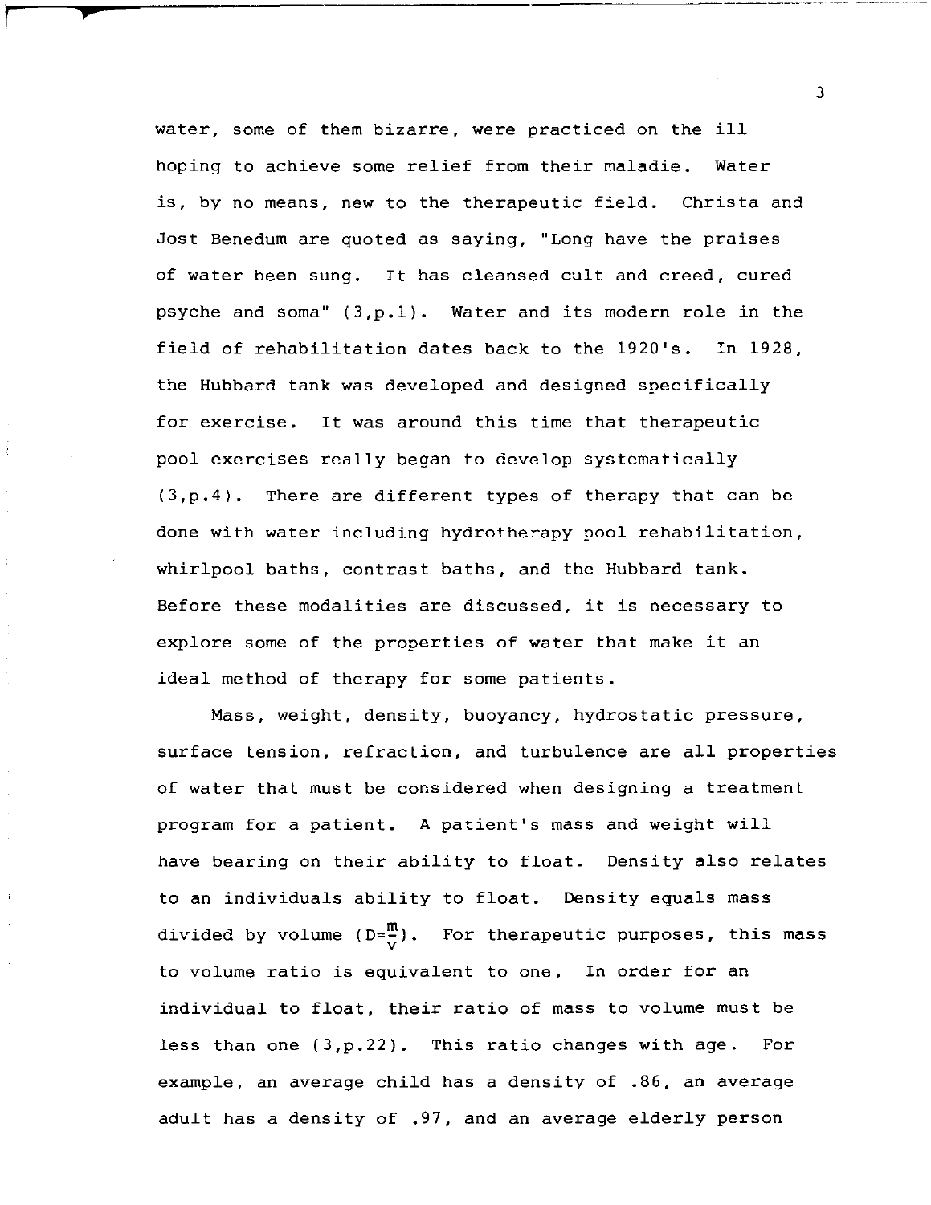water, some of them bizarre, were practiced on the ill hoping to achieve some relief from their maladie. Water is, by no means, new to the therapeutic field. Christa and Jost Benedum are quoted as saying, "Long have the praises of water been sung. It has cleansed cult and creed, cured psyche and soma" (3,p.1). Water and its modern role in the field of rehabilitation dates back to the 1920's. In 1928, the Hubbard tank was developed and designed specifically for exercise. It was around this time that therapeutic pool exercises really began to develop systematically (3,p.4). There are different types of therapy that can be done with water including hydrotherapy pool rehabilitation, whirlpool baths, contrast baths, and the Hubbard tank. Before these modalities are discussed, it is necessary to explore some of the properties of water that make it an ideal method of therapy for some patients.

Mass, weight, density, buoyancy, hydrostatic pressure, surface tension, refraction, and turbulence are all properties of water that must be considered when designing a treatment program for a patient. A patient's mass and weight will have bearing on their ability to float. Density also relates to an individuals ability to float. Density equals mass divided by volume ($D=\frac{m}{v}$). For therapeutic purposes, this mass to volume ratio is equivalent to one. In order for an individual to float, their ratio of mass to volume must be less than one (3,p.22). This ratio changes with age. For example, an average child has a density of .86, an average adult has a density of .97, and an average elderly person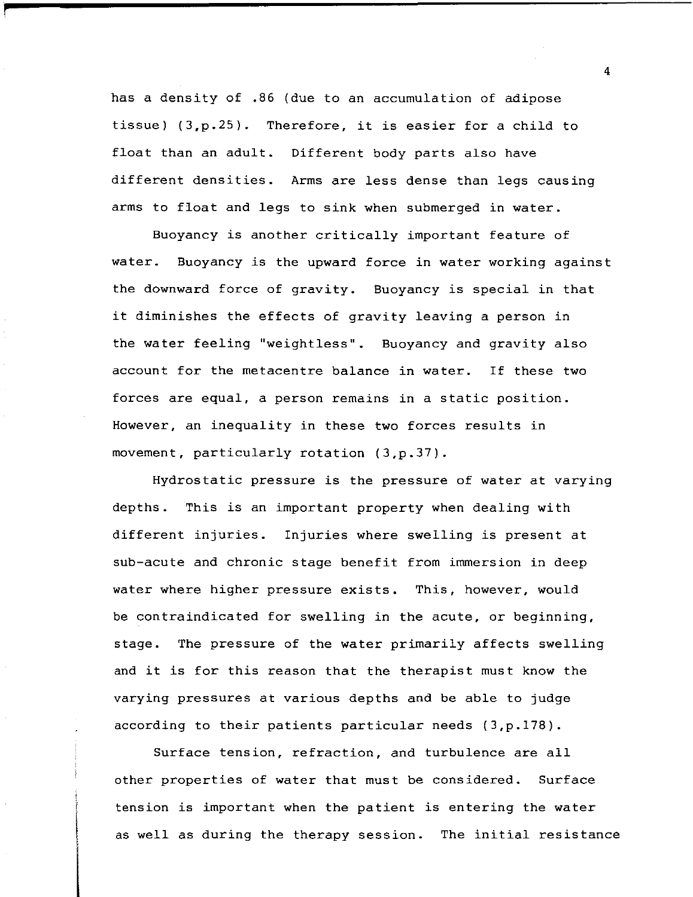has a density of .86 (due to an accumulation of adipose tissue) (3,p.25). Therefore, it is easier for a child to float than an adult. Different body parts also have different densities. Arms are less dense than legs causing arms to float and legs to sink when submerged in water.

Buoyancy is another critically important feature of water. Buoyancy is the upward force in water working against the downward force of gravity. Buoyancy is special in that it diminishes the effects of gravity leaving a person in the water feeling "weightless". Buoyancy and gravity also account for the metacentre balance in water. If these two forces are equal, a person remains in a static position. However, an inequality in these two forces results in movement, particularly rotation (3,p.37).

Hydrostatic pressure is the pressure of water at varying depths. This is an important property when dealing with different injuries. Injuries where swelling is present at sub-acute and chronic stage benefit from immersion in deep water where higher pressure exists. This, however, would be contraindicated for swelling in the acute, or beginning, stage. The pressure of the water primarily affects swelling and it is for this reason that the therapist must know the varying pressures at various depths and be able to judge according to their patients particular needs (3,p.178).

Surface tension, refraction, and turbulence are all other properties of water that must be considered. Surface tension is important when the patient is entering the water as well as during the therapy session. The initial resistance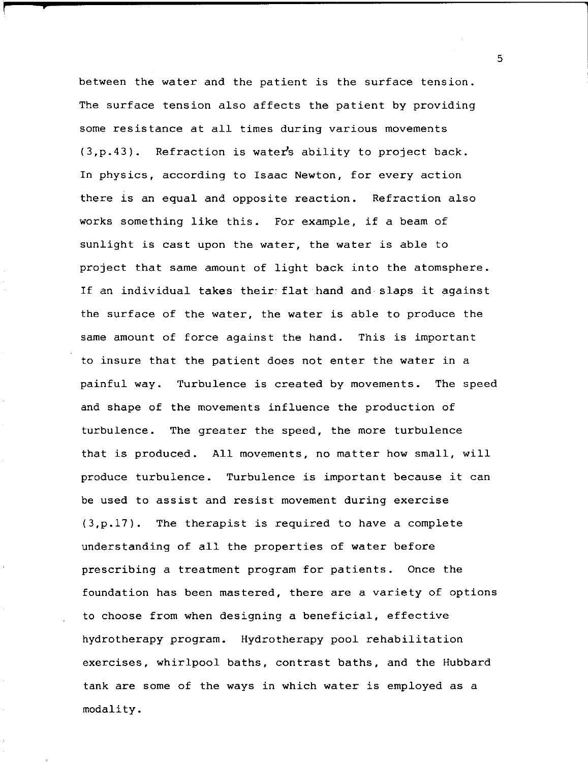between the water and the patient is the surface tension. The surface tension also affects the patient by providing some resistance at all times during various movements (3,p.43). Refraction is water's ability to project back. In physics, according to Isaac Newton, for every action there is an equal and opposite reaction. Refraction also works something like this. For example, if a beam of sunlight is cast upon the water, the water is able to project that same amount of light back into the atomsphere. If an individual takes their flat hand and slaps it against the surface of the water, the water is able to produce the same amount of force against the hand. This is important to insure that the patient does not enter the water in a painful way. Turbulence is created by movements. The speed and shape of the movements influence the production of turbulence. The greater the speed, the more turbulence that is produced. All movements, no matter how small, will produce turbulence. Turbulence is important because it can be used to assist and resist movement during exercise (3,p.17). The therapist is required to have a complete understanding of all the properties of water before prescribing a treatment program for patients. Once the foundation has been mastered, there are a variety of options to choose from when designing a beneficial, effective hydrotherapy program. Hydrotherapy pool rehabilitation exercises, whirlpool baths, contrast baths, and the Hubbard tank are some of the ways in which water is employed as a modality.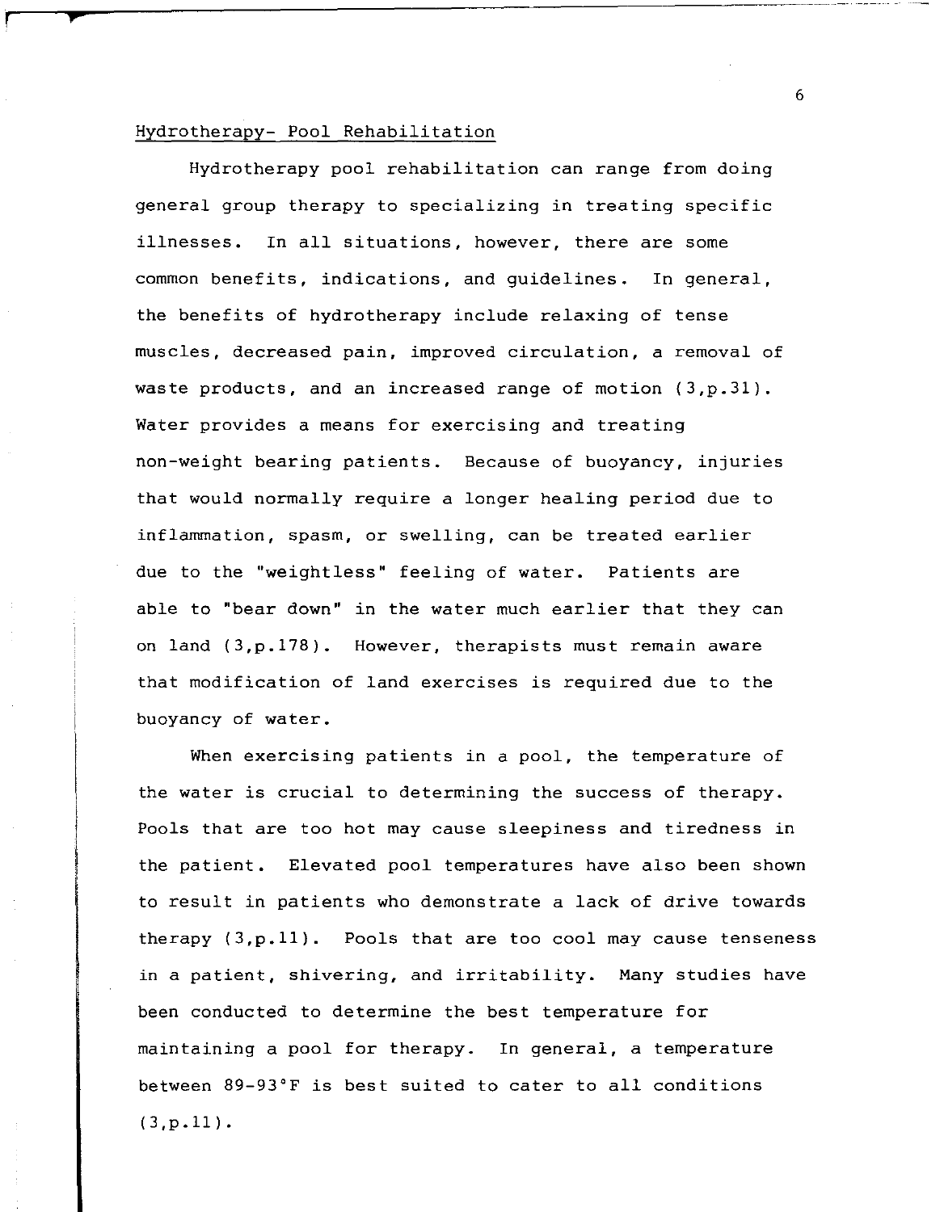## Hydrotherapy- Pool Rehabilitation

Hydrotherapy pool rehabilitation can range from doing general group therapy to specializing in treating specific illnesses. In all situations, however, there are some common benefits, indications, and guidelines. In general, the benefits of hydrotherapy include relaxing of tense muscles, decreased pain, improved circulation, a removal of waste products, and an increased range of motion (3,p.31). Water provides a means for exercising and treating non-weight bearing patients. Because of buoyancy, injuries that would normally require a longer healing period due to inflammation, spasm, or swelling, can be treated earlier due to the "weightless" feeling of water. Patients are able to "bear down" in the water much earlier that they can on land (3,p.178). However, therapists must remain aware that modification of land exercises is required due to the buoyancy of water.

When exercising patients in a pool, the temperature of the water is crucial to determining the success of therapy. Pools that are too hot may cause sleepiness and tiredness in the patient. Elevated pool temperatures have also been shown to result in patients who demonstrate a lack of drive towards therapy (3,p.11). Pools that are too cool may cause tenseness in a patient, shivering, and irritability. Many studies have been conducted to determine the best temperature for maintaining a pool for therapy. In general, a temperature between 89-93°F is best suited to cater to all conditions (3,p.11).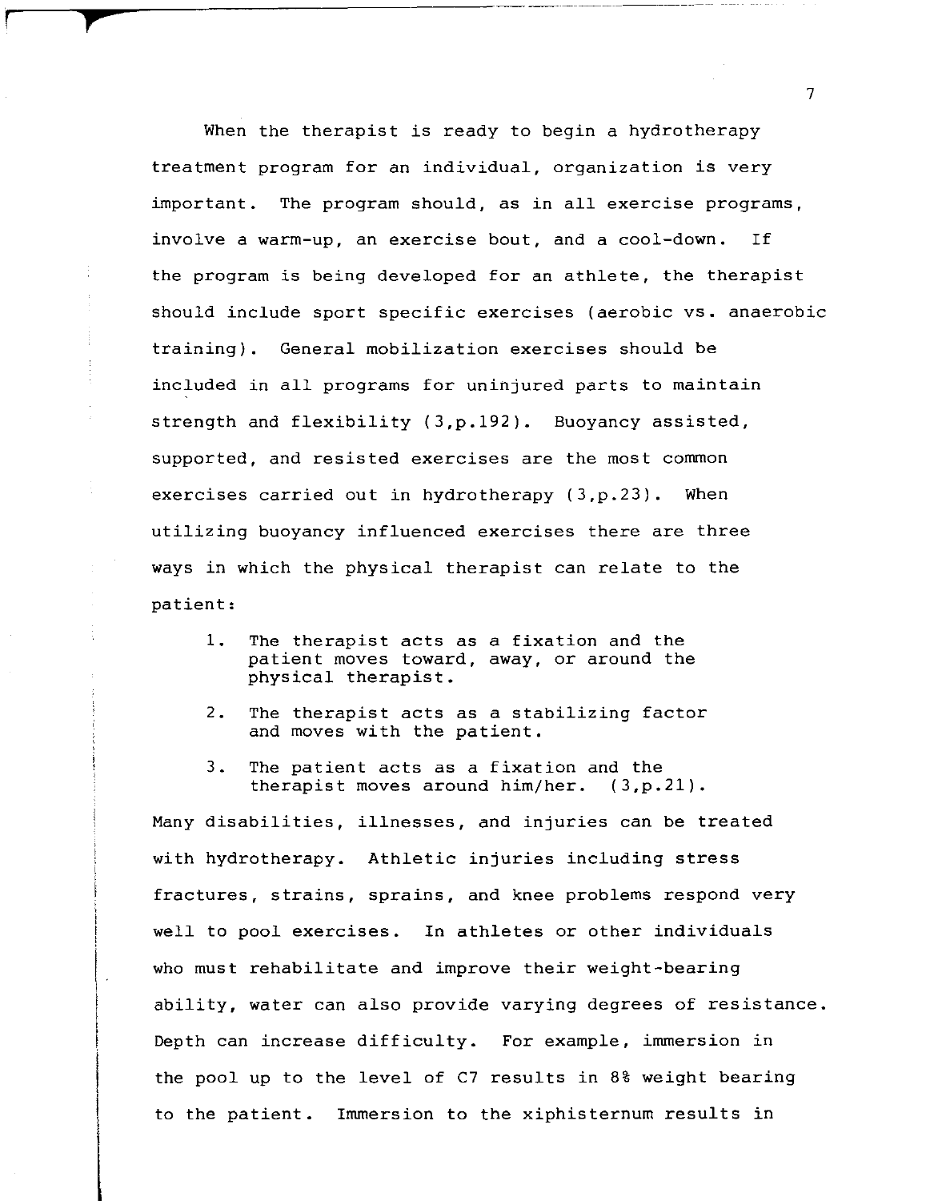When the therapist is ready to begin a hydrotherapy treatment program for an individual, organization is very important. The program should, as in all exercise programs, involve a warm-up, an exercise bout, and a cool-down. If the program is being developed for an athlete, the therapist should include sport specific exercises (aerobic vs. anaerobic training). General mobilization exercises should be included in all programs for uninjured parts to maintain strength and flexibility (3,p.192). Buoyancy assisted, supported, and resisted exercises are the most common exercises carried out in hydrotherapy (3,p.23). When utilizing buoyancy influenced exercises there are three ways in which the physical therapist can relate to the patient:

1. The therapist acts as a fixation and the patient moves toward, away, or around the physical therapist.
2. The therapist acts as a stabilizing factor and moves with the patient.
3. The patient acts as a fixation and the therapist moves around him/her. (3,p.21).

Many disabilities, illnesses, and injuries can be treated with hydrotherapy. Athletic injuries including stress fractures, strains, sprains, and knee problems respond very well to pool exercises. In athletes or other individuals who must rehabilitate and improve their weight-bearing ability, water can also provide varying degrees of resistance. Depth can increase difficulty. For example, immersion in the pool up to the level of C7 results in 8% weight bearing to the patient. Immersion to the xiphisternum results in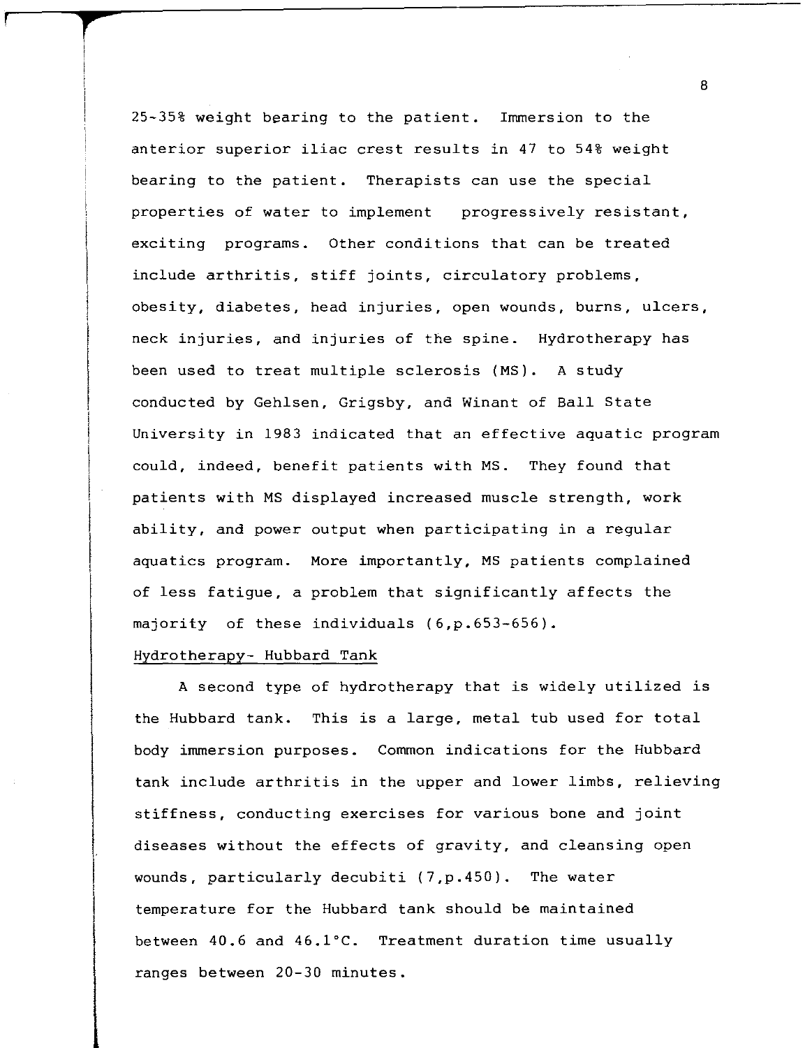25-35% weight bearing to the patient. Immersion to the anterior superior iliac crest results in 47 to 54% weight bearing to the patient. Therapists can use the special properties of water to implement progressively resistant, exciting programs. Other conditions that can be treated include arthritis, stiff joints, circulatory problems, obesity, diabetes, head injuries, open wounds, burns, ulcers, neck injuries, and injuries of the spine. Hydrotherapy has been used to treat multiple sclerosis (MS). A study conducted by Gehlsen, Grigsby, and Winant of Ball State University in 1983 indicated that an effective aquatic program could, indeed, benefit patients with MS. They found that patients with MS displayed increased muscle strength, work ability, and power output when participating in a regular aquatics program. More importantly, MS patients complained of less fatigue, a problem that significantly affects the majority of these individuals (6,p.653-656).

Hydrotherapy- Hubbard Tank

A second type of hydrotherapy that is widely utilized is the Hubbard tank. This is a large, metal tub used for total body immersion purposes. Common indications for the Hubbard tank include arthritis in the upper and lower limbs, relieving stiffness, conducting exercises for various bone and joint diseases without the effects of gravity, and cleansing open wounds, particularly decubiti (7,p.450). The water temperature for the Hubbard tank should be maintained between 40.6 and 46.1°C. Treatment duration time usually ranges between 20-30 minutes.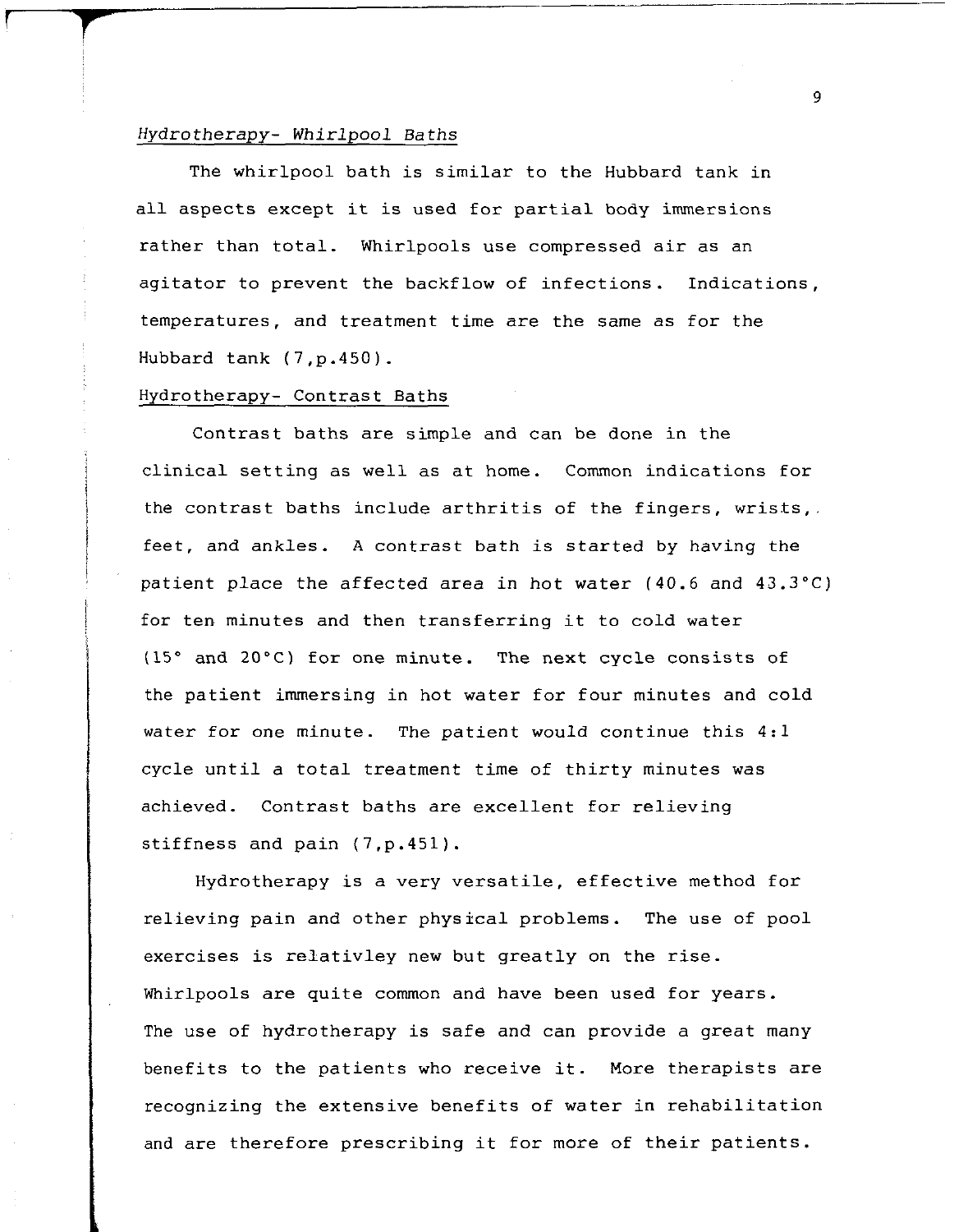*Hydrotherapy- Whirlpool Baths*

The whirlpool bath is similar to the Hubbard tank in all aspects except it is used for partial body immersions rather than total. Whirlpools use compressed air as an agitator to prevent the backflow of infections. Indications, temperatures, and treatment time are the same as for the Hubbard tank (7,p.450).

Hydrotherapy- Contrast Baths

Contrast baths are simple and can be done in the clinical setting as well as at home. Common indications for the contrast baths include arthritis of the fingers, wrists, feet, and ankles. A contrast bath is started by having the patient place the affected area in hot water (40.6 and 43.3°C) for ten minutes and then transferring it to cold water (15° and 20°C) for one minute. The next cycle consists of the patient immersing in hot water for four minutes and cold water for one minute. The patient would continue this 4:1 cycle until a total treatment time of thirty minutes was achieved. Contrast baths are excellent for relieving stiffness and pain (7,p.451).

Hydrotherapy is a very versatile, effective method for relieving pain and other physical problems. The use of pool exercises is relativley new but greatly on the rise. Whirlpools are quite common and have been used for years. The use of hydrotherapy is safe and can provide a great many benefits to the patients who receive it. More therapists are recognizing the extensive benefits of water in rehabilitation and are therefore prescribing it for more of their patients.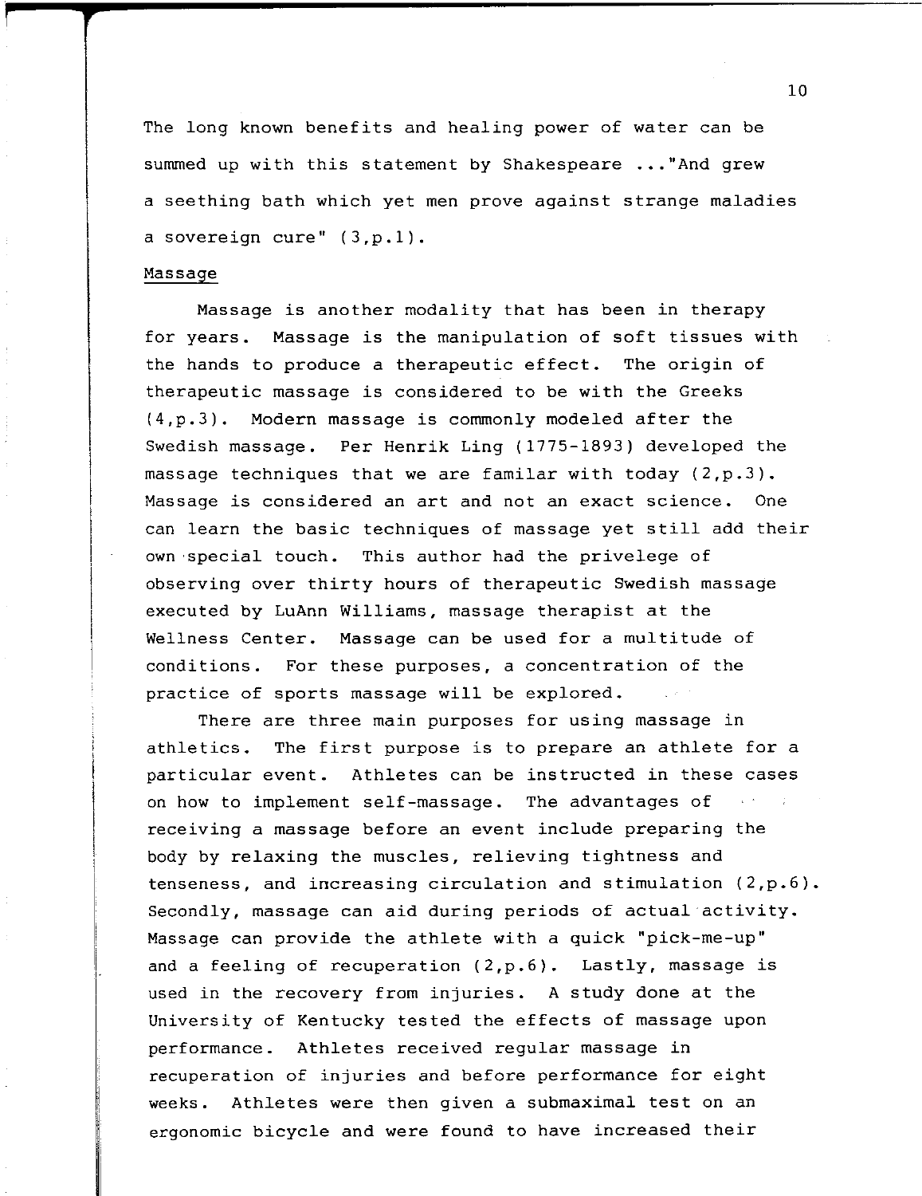The long known benefits and healing power of water can be summed up with this statement by Shakespeare ..."And grew a seething bath which yet men prove against strange maladies a sovereign cure" (3,p.1).

Massage

Massage is another modality that has been in therapy for years. Massage is the manipulation of soft tissues with the hands to produce a therapeutic effect. The origin of therapeutic massage is considered to be with the Greeks (4,p.3). Modern massage is commonly modeled after the Swedish massage. Per Henrik Ling (1775-1893) developed the massage techniques that we are familar with today (2,p.3). Massage is considered an art and not an exact science. One can learn the basic techniques of massage yet still add their own special touch. This author had the privelege of observing over thirty hours of therapeutic Swedish massage executed by LuAnn Williams, massage therapist at the Wellness Center. Massage can be used for a multitude of conditions. For these purposes, a concentration of the practice of sports massage will be explored.

There are three main purposes for using massage in athletics. The first purpose is to prepare an athlete for a particular event. Athletes can be instructed in these cases on how to implement self-massage. The advantages of receiving a massage before an event include preparing the body by relaxing the muscles, relieving tightness and tenseness, and increasing circulation and stimulation (2,p.6). Secondly, massage can aid during periods of actual activity. Massage can provide the athlete with a quick "pick-me-up" and a feeling of recuperation (2,p.6). Lastly, massage is used in the recovery from injuries. A study done at the University of Kentucky tested the effects of massage upon performance. Athletes received regular massage in recuperation of injuries and before performance for eight weeks. Athletes were then given a submaximal test on an ergonomic bicycle and were found to have increased their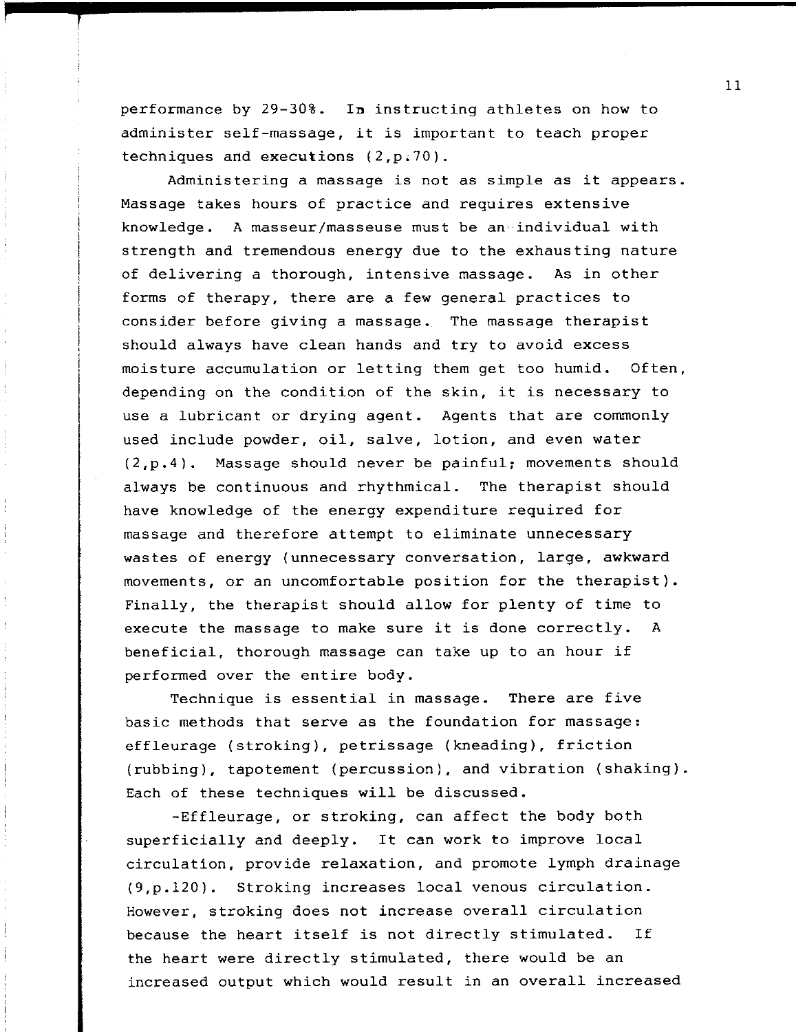performance by 29-30%. In instructing athletes on how to administer self-massage, it is important to teach proper techniques and executions (2,p.70).

Administering a massage is not as simple as it appears. Massage takes hours of practice and requires extensive knowledge. A masseur/masseuse must be an individual with strength and tremendous energy due to the exhausting nature of delivering a thorough, intensive massage. As in other forms of therapy, there are a few general practices to consider before giving a massage. The massage therapist should always have clean hands and try to avoid excess moisture accumulation or letting them get too humid. Often, depending on the condition of the skin, it is necessary to use a lubricant or drying agent. Agents that are commonly used include powder, oil, salve, lotion, and even water (2,p.4). Massage should never be painful; movements should always be continuous and rhythmical. The therapist should have knowledge of the energy expenditure required for massage and therefore attempt to eliminate unnecessary wastes of energy (unnecessary conversation, large, awkward movements, or an uncomfortable position for the therapist). Finally, the therapist should allow for plenty of time to execute the massage to make sure it is done correctly. A beneficial, thorough massage can take up to an hour if performed over the entire body.

Technique is essential in massage. There are five basic methods that serve as the foundation for massage: effleurage (stroking), petrissage (kneading), friction (rubbing), tapotement (percussion), and vibration (shaking). Each of these techniques will be discussed.

-Effleurage, or stroking, can affect the body both superficially and deeply. It can work to improve local circulation, provide relaxation, and promote lymph drainage (9,p.120). Stroking increases local venous circulation. However, stroking does not increase overall circulation because the heart itself is not directly stimulated. If the heart were directly stimulated, there would be an increased output which would result in an overall increased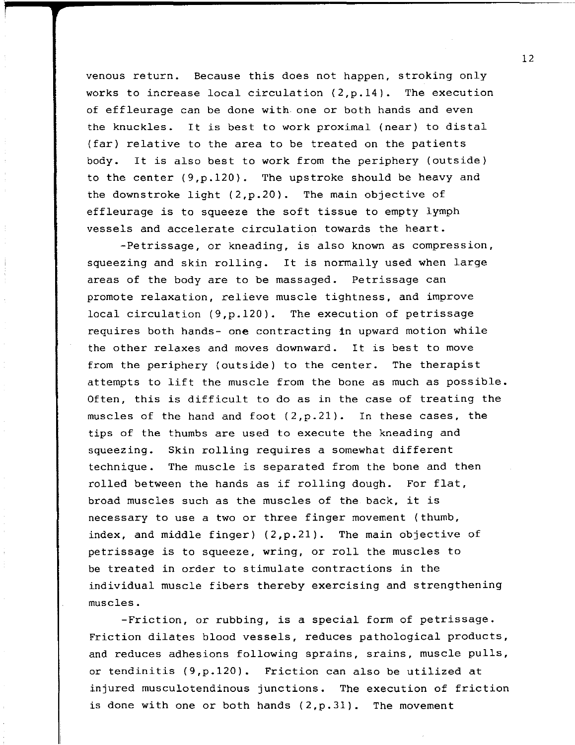venous return. Because this does not happen, stroking only works to increase local circulation (2,p.14). The execution of effleurage can be done with one or both hands and even the knuckles. It is best to work proximal (near) to distal (far) relative to the area to be treated on the patients body. It is also best to work from the periphery (outside) to the center (9,p.120). The upstroke should be heavy and the downstroke light (2,p.20). The main objective of effleurage is to squeeze the soft tissue to empty lymph vessels and accelerate circulation towards the heart.

-Petrissage, or kneading, is also known as compression, squeezing and skin rolling. It is normally used when large areas of the body are to be massaged. Petrissage can promote relaxation, relieve muscle tightness, and improve local circulation (9,p.120). The execution of petrissage requires both hands- one contracting in upward motion while the other relaxes and moves downward. It is best to move from the periphery (outside) to the center. The therapist attempts to lift the muscle from the bone as much as possible. Often, this is difficult to do as in the case of treating the muscles of the hand and foot (2,p.21). In these cases, the tips of the thumbs are used to execute the kneading and squeezing. Skin rolling requires a somewhat different technique. The muscle is separated from the bone and then rolled between the hands as if rolling dough. For flat, broad muscles such as the muscles of the back, it is necessary to use a two or three finger movement (thumb, index, and middle finger) (2,p.21). The main objective of petrissage is to squeeze, wring, or roll the muscles to be treated in order to stimulate contractions in the individual muscle fibers thereby exercising and strengthening muscles.

-Friction, or rubbing, is a special form of petrissage. Friction dilates blood vessels, reduces pathological products, and reduces adhesions following sprains, srains, muscle pulls, or tendinitis (9,p.120). Friction can also be utilized at injured musculotendinous junctions. The execution of friction is done with one or both hands (2,p.31). The movement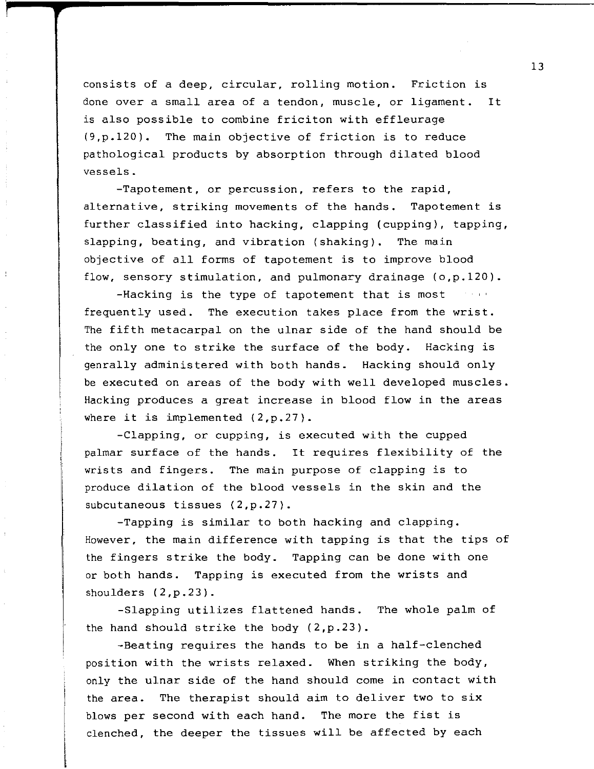consists of a deep, circular, rolling motion. Friction is done over a small area of a tendon, muscle, or ligament. It is also possible to combine friciton with effleurage (9,p.120). The main objective of friction is to reduce pathological products by absorption through dilated blood vessels.

-Tapotement, or percussion, refers to the rapid, alternative, striking movements of the hands. Tapotement is further classified into hacking, clapping (cupping), tapping, slapping, beating, and vibration (shaking). The main objective of all forms of tapotement is to improve blood flow, sensory stimulation, and pulmonary drainage (o,p.120).

-Hacking is the type of tapotement that is most frequently used. The execution takes place from the wrist. The fifth metacarpal on the ulnar side of the hand should be the only one to strike the surface of the body. Hacking is genrally administered with both hands. Hacking should only be executed on areas of the body with well developed muscles. Hacking produces a great increase in blood flow in the areas where it is implemented (2,p.27).

-Clapping, or cupping, is executed with the cupped palmar surface of the hands. It requires flexibility of the wrists and fingers. The main purpose of clapping is to produce dilation of the blood vessels in the skin and the subcutaneous tissues (2,p.27).

-Tapping is similar to both hacking and clapping. However, the main difference with tapping is that the tips of the fingers strike the body. Tapping can be done with one or both hands. Tapping is executed from the wrists and shoulders (2,p.23).

-Slapping utilizes flattened hands. The whole palm of the hand should strike the body (2,p.23).

-Beating requires the hands to be in a half-clenched position with the wrists relaxed. When striking the body, only the ulnar side of the hand should come in contact with the area. The therapist should aim to deliver two to six blows per second with each hand. The more the fist is clenched, the deeper the tissues will be affected by each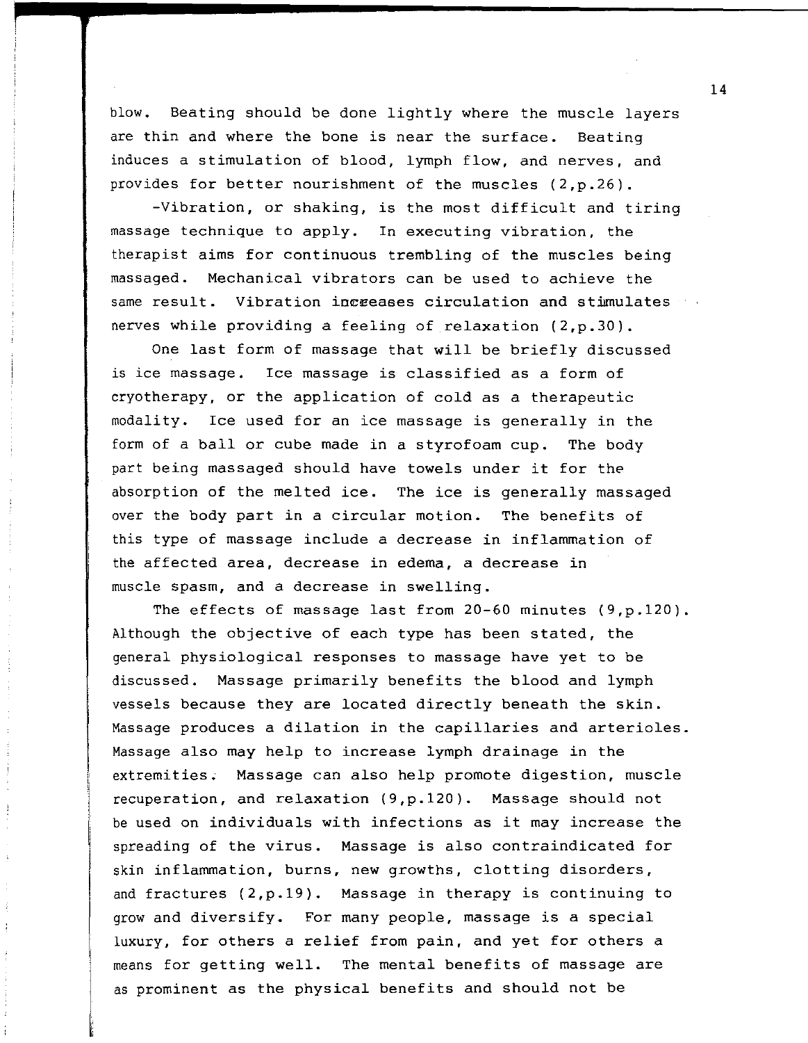blow. Beating should be done lightly where the muscle layers are thin and where the bone is near the surface. Beating induces a stimulation of blood, lymph flow, and nerves, and provides for better nourishment of the muscles (2,p.26).

-Vibration, or shaking, is the most difficult and tiring massage technique to apply. In executing vibration, the therapist aims for continuous trembling of the muscles being massaged. Mechanical vibrators can be used to achieve the same result. Vibration increases circulation and stimulates nerves while providing a feeling of relaxation (2,p.30).

One last form of massage that will be briefly discussed is ice massage. Ice massage is classified as a form of cryotherapy, or the application of cold as a therapeutic modality. Ice used for an ice massage is generally in the form of a ball or cube made in a styrofoam cup. The body part being massaged should have towels under it for the absorption of the melted ice. The ice is generally massaged over the body part in a circular motion. The benefits of this type of massage include a decrease in inflammation of the affected area, decrease in edema, a decrease in muscle spasm, and a decrease in swelling.

The effects of massage last from 20-60 minutes (9,p.120). Although the objective of each type has been stated, the general physiological responses to massage have yet to be discussed. Massage primarily benefits the blood and lymph vessels because they are located directly beneath the skin. Massage produces a dilation in the capillaries and arterioles. Massage also may help to increase lymph drainage in the extremities. Massage can also help promote digestion, muscle recuperation, and relaxation (9,p.120). Massage should not be used on individuals with infections as it may increase the spreading of the virus. Massage is also contraindicated for skin inflammation, burns, new growths, clotting disorders, and fractures (2,p.19). Massage in therapy is continuing to grow and diversify. For many people, massage is a special luxury, for others a relief from pain, and yet for others a means for getting well. The mental benefits of massage are as prominent as the physical benefits and should not be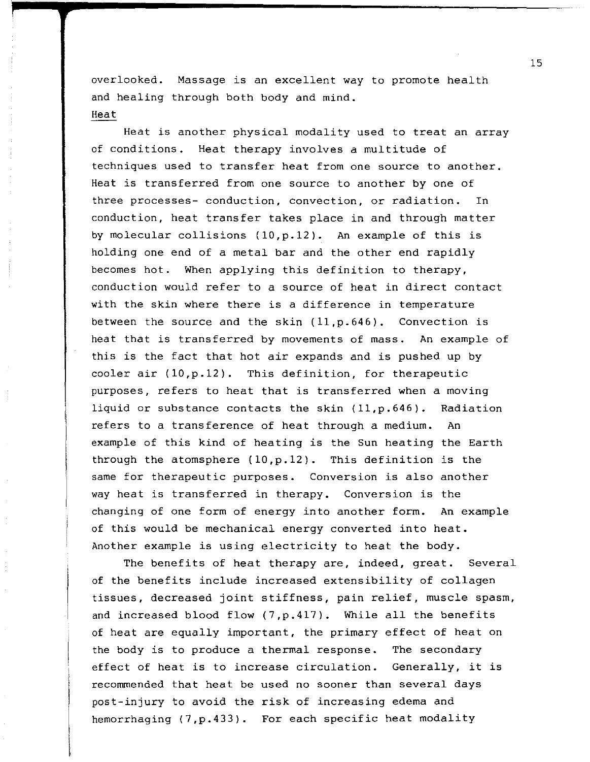overlooked. Massage is an excellent way to promote health and healing through both body and mind.

## Heat

Heat is another physical modality used to treat an array of conditions. Heat therapy involves a multitude of techniques used to transfer heat from one source to another. Heat is transferred from one source to another by one of three processes- conduction, convection, or radiation. In conduction, heat transfer takes place in and through matter by molecular collisions (10,p.12). An example of this is holding one end of a metal bar and the other end rapidly becomes hot. When applying this definition to therapy, conduction would refer to a source of heat in direct contact with the skin where there is a difference in temperature between the source and the skin (11,p.646). Convection is heat that is transferred by movements of mass. An example of this is the fact that hot air expands and is pushed up by cooler air (10,p.12). This definition, for therapeutic purposes, refers to heat that is transferred when a moving liquid or substance contacts the skin (11,p.646). Radiation refers to a transference of heat through a medium. An example of this kind of heating is the Sun heating the Earth through the atomsphere (10,p.12). This definition is the same for therapeutic purposes. Conversion is also another way heat is transferred in therapy. Conversion is the changing of one form of energy into another form. An example of this would be mechanical energy converted into heat. Another example is using electricity to heat the body.

The benefits of heat therapy are, indeed, great. Several of the benefits include increased extensibility of collagen tissues, decreased joint stiffness, pain relief, muscle spasm, and increased blood flow (7,p.417). While all the benefits of heat are equally important, the primary effect of heat on the body is to produce a thermal response. The secondary effect of heat is to increase circulation. Generally, it is recommended that heat be used no sooner than several days post-injury to avoid the risk of increasing edema and hemorrhaging (7,p.433). For each specific heat modality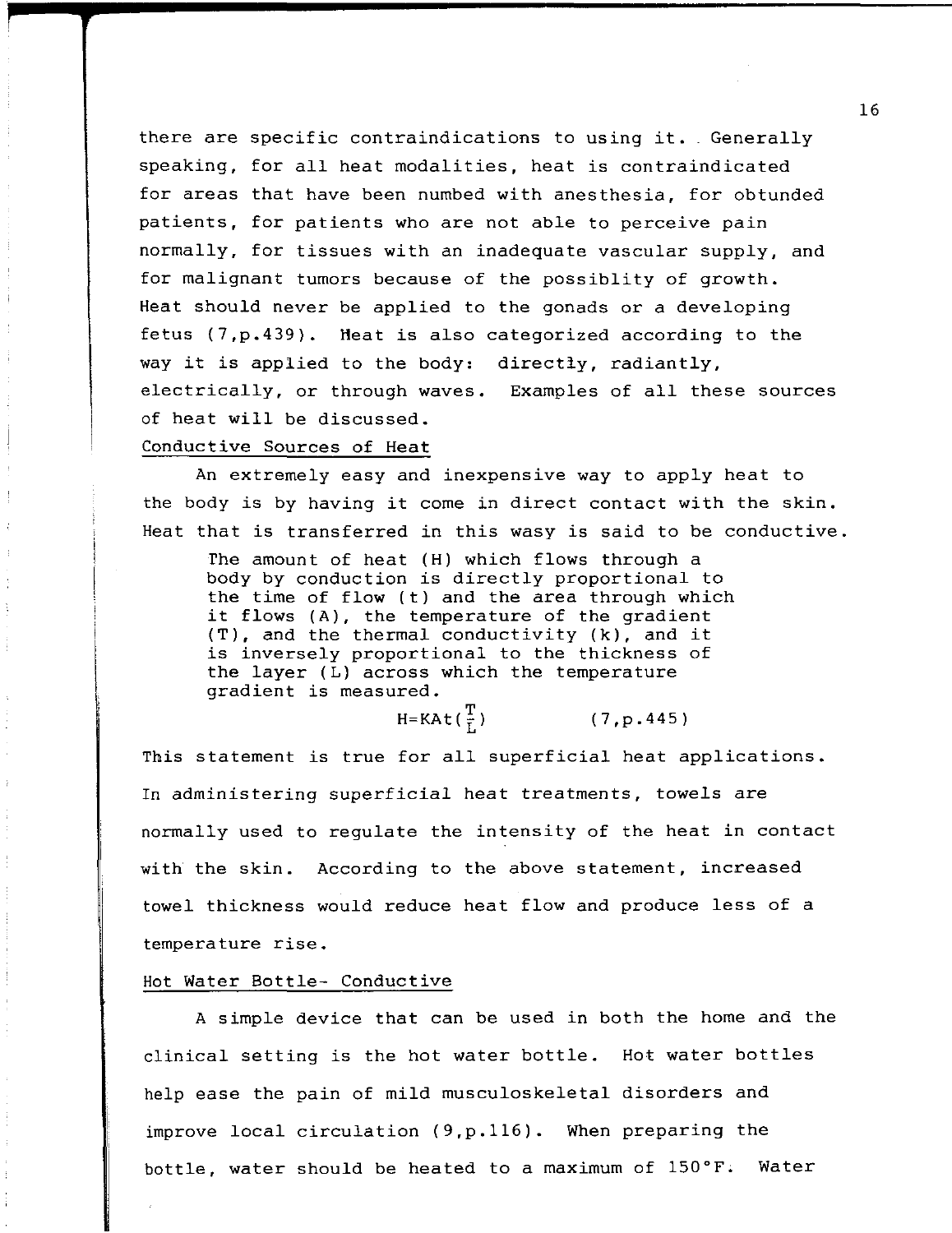there are specific contraindications to using it. Generally speaking, for all heat modalities, heat is contraindicated for areas that have been numbed with anesthesia, for obtunded patients, for patients who are not able to perceive pain normally, for tissues with an inadequate vascular supply, and for malignant tumors because of the possiblity of growth. Heat should never be applied to the gonads or a developing fetus (7,p.439). Heat is also categorized according to the way it is applied to the body: directly, radiantly, electrically, or through waves. Examples of all these sources of heat will be discussed.

<u>Conductive Sources of Heat</u>

An extremely easy and inexpensive way to apply heat to the body is by having it come in direct contact with the skin. Heat that is transferred in this wasy is said to be conductive.

> The amount of heat (H) which flows through a body by conduction is directly proportional to the time of flow (t) and the area through which it flows (A), the temperature of the gradient (T), and the thermal conductivity (k), and it is inversely proportional to the thickness of the layer (L) across which the temperature gradient is measured.
>
> $$H=KAt\left(\frac{T}{L}\right) \qquad (7,p.445)$$

This statement is true for all superficial heat applications. In administering superficial heat treatments, towels are normally used to regulate the intensity of the heat in contact with the skin. According to the above statement, increased towel thickness would reduce heat flow and produce less of a temperature rise.

<u>Hot Water Bottle- Conductive</u>

A simple device that can be used in both the home and the clinical setting is the hot water bottle. Hot water bottles help ease the pain of mild musculoskeletal disorders and improve local circulation (9,p.116). When preparing the bottle, water should be heated to a maximum of 150°F. Water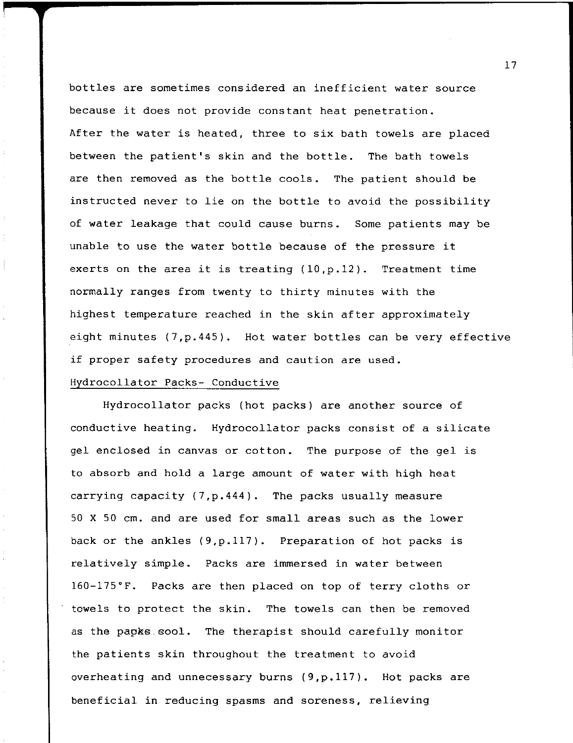bottles are sometimes considered an inefficient water source because it does not provide constant heat penetration. After the water is heated, three to six bath towels are placed between the patient's skin and the bottle. The bath towels are then removed as the bottle cools. The patient should be instructed never to lie on the bottle to avoid the possibility of water leakage that could cause burns. Some patients may be unable to use the water bottle because of the pressure it exerts on the area it is treating (10,p.12). Treatment time normally ranges from twenty to thirty minutes with the highest temperature reached in the skin after approximately eight minutes (7,p.445). Hot water bottles can be very effective if proper safety procedures and caution are used.

<u>Hydrocollator Packs- Conductive</u>

Hydrocollator packs (hot packs) are another source of conductive heating. Hydrocollator packs consist of a silicate gel enclosed in canvas or cotton. The purpose of the gel is to absorb and hold a large amount of water with high heat carrying capacity (7,p.444). The packs usually measure 50 X 50 cm. and are used for small areas such as the lower back or the ankles (9,p.117). Preparation of hot packs is relatively simple. Packs are immersed in water between 160-175°F. Packs are then placed on top of terry cloths or towels to protect the skin. The towels can then be removed as the packs cool. The therapist should carefully monitor the patients skin throughout the treatment to avoid overheating and unnecessary burns (9,p.117). Hot packs are beneficial in reducing spasms and soreness, relieving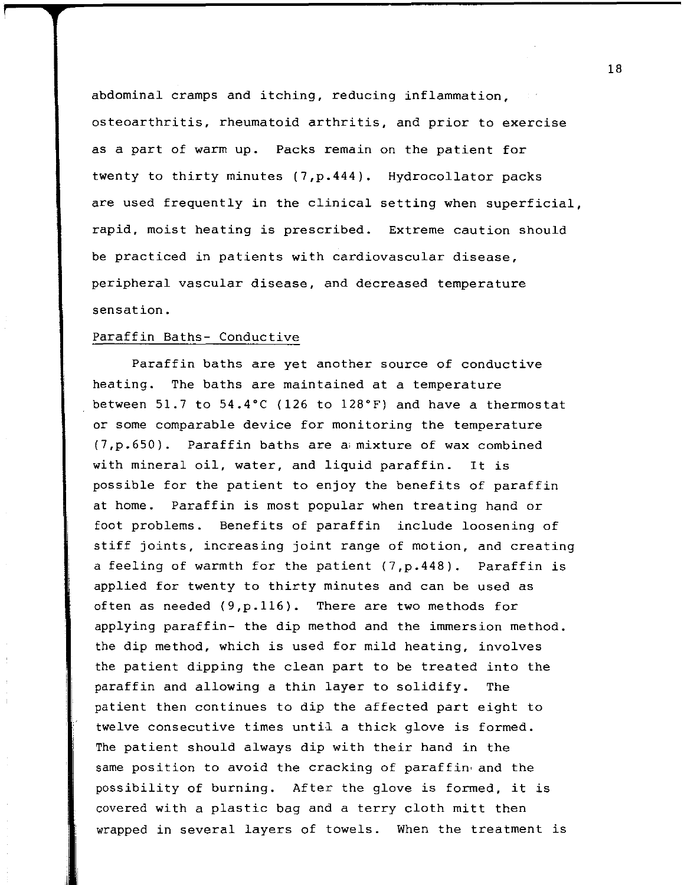abdominal cramps and itching, reducing inflammation, osteoarthritis, rheumatoid arthritis, and prior to exercise as a part of warm up. Packs remain on the patient for twenty to thirty minutes (7,p.444). Hydrocollator packs are used frequently in the clinical setting when superficial, rapid, moist heating is prescribed. Extreme caution should be practiced in patients with cardiovascular disease, peripheral vascular disease, and decreased temperature sensation.

<u>Paraffin Baths- Conductive</u>

Paraffin baths are yet another source of conductive heating. The baths are maintained at a temperature between 51.7 to 54.4°C (126 to 128°F) and have a thermostat or some comparable device for monitoring the temperature (7,p.650). Paraffin baths are a mixture of wax combined with mineral oil, water, and liquid paraffin. It is possible for the patient to enjoy the benefits of paraffin at home. Paraffin is most popular when treating hand or foot problems. Benefits of paraffin include loosening of stiff joints, increasing joint range of motion, and creating a feeling of warmth for the patient (7,p.448). Paraffin is applied for twenty to thirty minutes and can be used as often as needed (9,p.116). There are two methods for applying paraffin- the dip method and the immersion method. the dip method, which is used for mild heating, involves the patient dipping the clean part to be treated into the paraffin and allowing a thin layer to solidify. The patient then continues to dip the affected part eight to twelve consecutive times until a thick glove is formed. The patient should always dip with their hand in the same position to avoid the cracking of paraffin and the possibility of burning. After the glove is formed, it is covered with a plastic bag and a terry cloth mitt then wrapped in several layers of towels. When the treatment is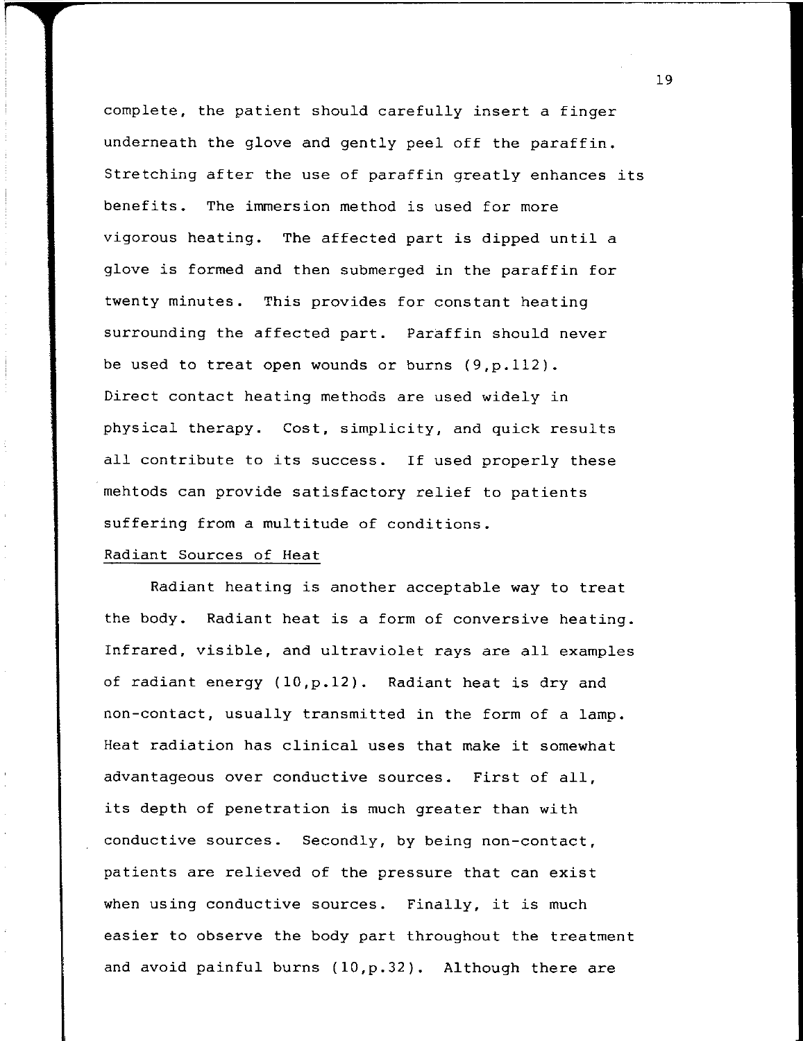complete, the patient should carefully insert a finger underneath the glove and gently peel off the paraffin. Stretching after the use of paraffin greatly enhances its benefits. The immersion method is used for more vigorous heating. The affected part is dipped until a glove is formed and then submerged in the paraffin for twenty minutes. This provides for constant heating surrounding the affected part. Paraffin should never be used to treat open wounds or burns (9,p.112). Direct contact heating methods are used widely in physical therapy. Cost, simplicity, and quick results all contribute to its success. If used properly these mehtods can provide satisfactory relief to patients suffering from a multitude of conditions.

Radiant Sources of Heat

Radiant heating is another acceptable way to treat the body. Radiant heat is a form of conversive heating. Infrared, visible, and ultraviolet rays are all examples of radiant energy (10,p.12). Radiant heat is dry and non-contact, usually transmitted in the form of a lamp. Heat radiation has clinical uses that make it somewhat advantageous over conductive sources. First of all, its depth of penetration is much greater than with conductive sources. Secondly, by being non-contact, patients are relieved of the pressure that can exist when using conductive sources. Finally, it is much easier to observe the body part throughout the treatment and avoid painful burns (10,p.32). Although there are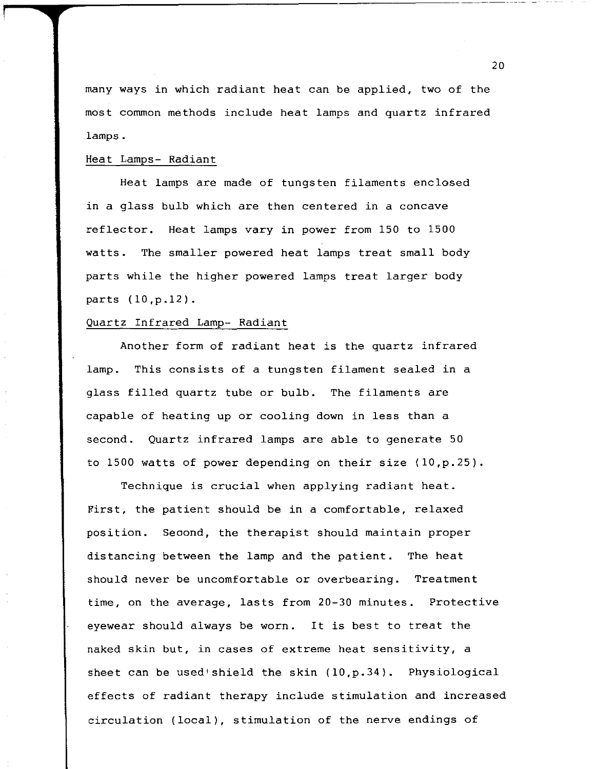many ways in which radiant heat can be applied, two of the most common methods include heat lamps and quartz infrared lamps.

Heat Lamps- Radiant

Heat lamps are made of tungsten filaments enclosed in a glass bulb which are then centered in a concave reflector. Heat lamps vary in power from 150 to 1500 watts. The smaller powered heat lamps treat small body parts while the higher powered lamps treat larger body parts (10,p.12).

Quartz Infrared Lamp- Radiant

Another form of radiant heat is the quartz infrared lamp. This consists of a tungsten filament sealed in a glass filled quartz tube or bulb. The filaments are capable of heating up or cooling down in less than a second. Quartz infrared lamps are able to generate 50 to 1500 watts of power depending on their size (10,p.25).

Technique is crucial when applying radiant heat. First, the patient should be in a comfortable, relaxed position. Second, the therapist should maintain proper distancing between the lamp and the patient. The heat should never be uncomfortable or overbearing. Treatment time, on the average, lasts from 20-30 minutes. Protective eyewear should always be worn. It is best to treat the naked skin but, in cases of extreme heat sensitivity, a sheet can be used shield the skin (10,p.34). Physiological effects of radiant therapy include stimulation and increased circulation (local), stimulation of the nerve endings of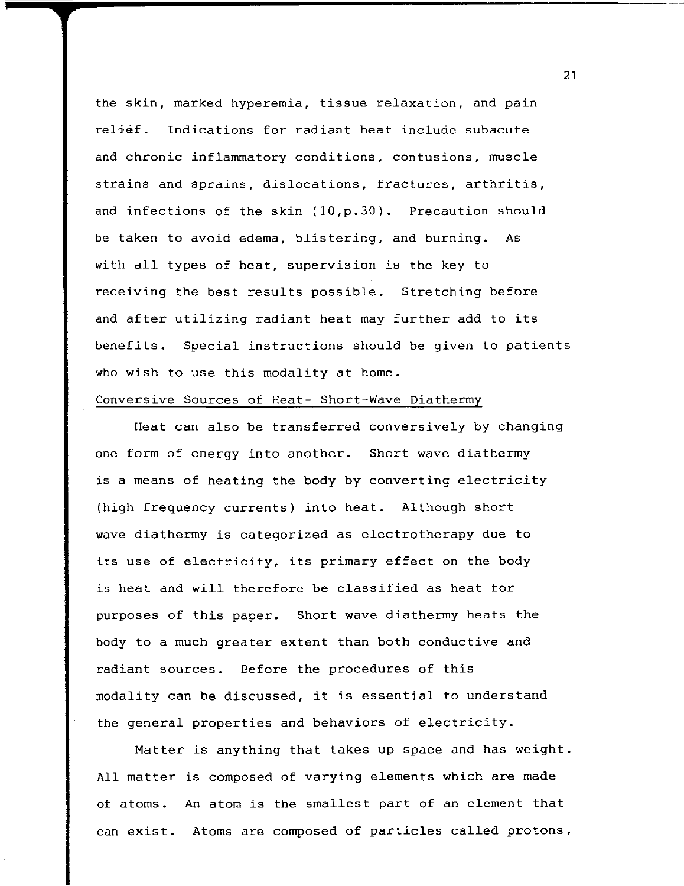the skin, marked hyperemia, tissue relaxation, and pain relief. Indications for radiant heat include subacute and chronic inflammatory conditions, contusions, muscle strains and sprains, dislocations, fractures, arthritis, and infections of the skin (10,p.30). Precaution should be taken to avoid edema, blistering, and burning. As with all types of heat, supervision is the key to receiving the best results possible. Stretching before and after utilizing radiant heat may further add to its benefits. Special instructions should be given to patients who wish to use this modality at home.

Conversive Sources of Heat- Short-Wave Diathermy

Heat can also be transferred conversively by changing one form of energy into another. Short wave diathermy is a means of heating the body by converting electricity (high frequency currents) into heat. Although short wave diathermy is categorized as electrotherapy due to its use of electricity, its primary effect on the body is heat and will therefore be classified as heat for purposes of this paper. Short wave diathermy heats the body to a much greater extent than both conductive and radiant sources. Before the procedures of this modality can be discussed, it is essential to understand the general properties and behaviors of electricity.

Matter is anything that takes up space and has weight. All matter is composed of varying elements which are made of atoms. An atom is the smallest part of an element that can exist. Atoms are composed of particles called protons,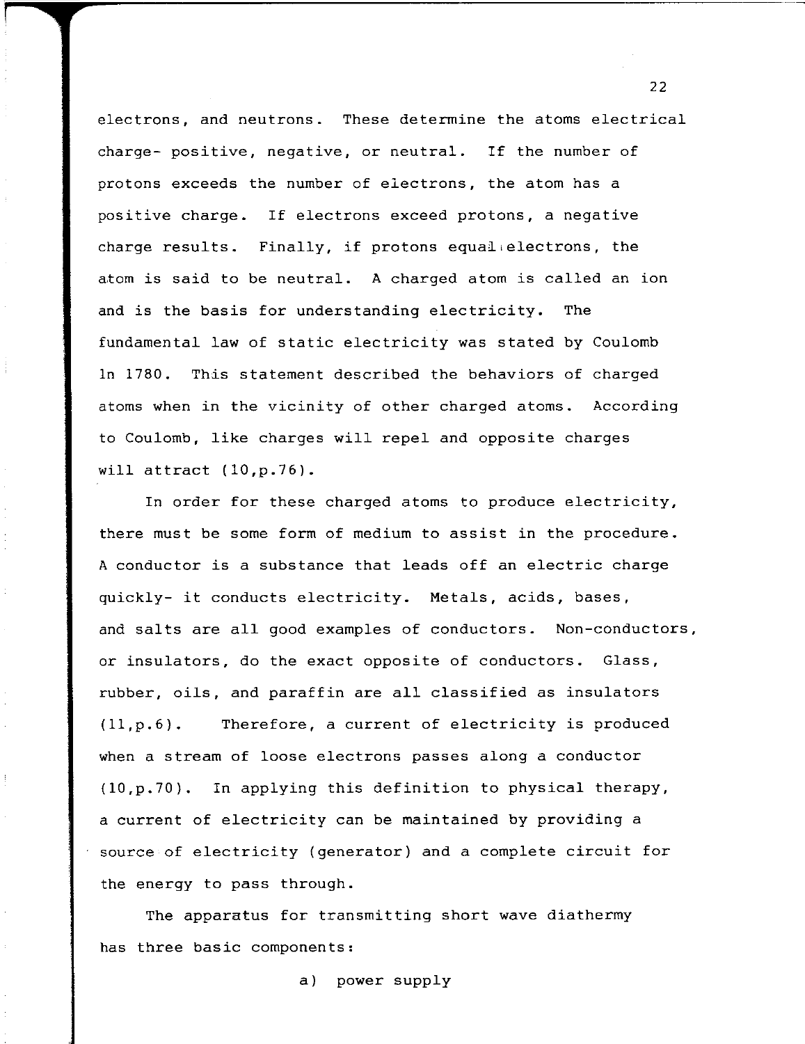electrons, and neutrons. These determine the atoms electrical charge- positive, negative, or neutral. If the number of protons exceeds the number of electrons, the atom has a positive charge. If electrons exceed protons, a negative charge results. Finally, if protons equal electrons, the atom is said to be neutral. A charged atom is called an ion and is the basis for understanding electricity. The fundamental law of static electricity was stated by Coulomb in 1780. This statement described the behaviors of charged atoms when in the vicinity of other charged atoms. According to Coulomb, like charges will repel and opposite charges will attract (10,p.76).

In order for these charged atoms to produce electricity, there must be some form of medium to assist in the procedure. A conductor is a substance that leads off an electric charge quickly- it conducts electricity. Metals, acids, bases, and salts are all good examples of conductors. Non-conductors, or insulators, do the exact opposite of conductors. Glass, rubber, oils, and paraffin are all classified as insulators (11,p.6). Therefore, a current of electricity is produced when a stream of loose electrons passes along a conductor (10,p.70). In applying this definition to physical therapy, a current of electricity can be maintained by providing a source of electricity (generator) and a complete circuit for the energy to pass through.

The apparatus for transmitting short wave diathermy has three basic components:

a) power supply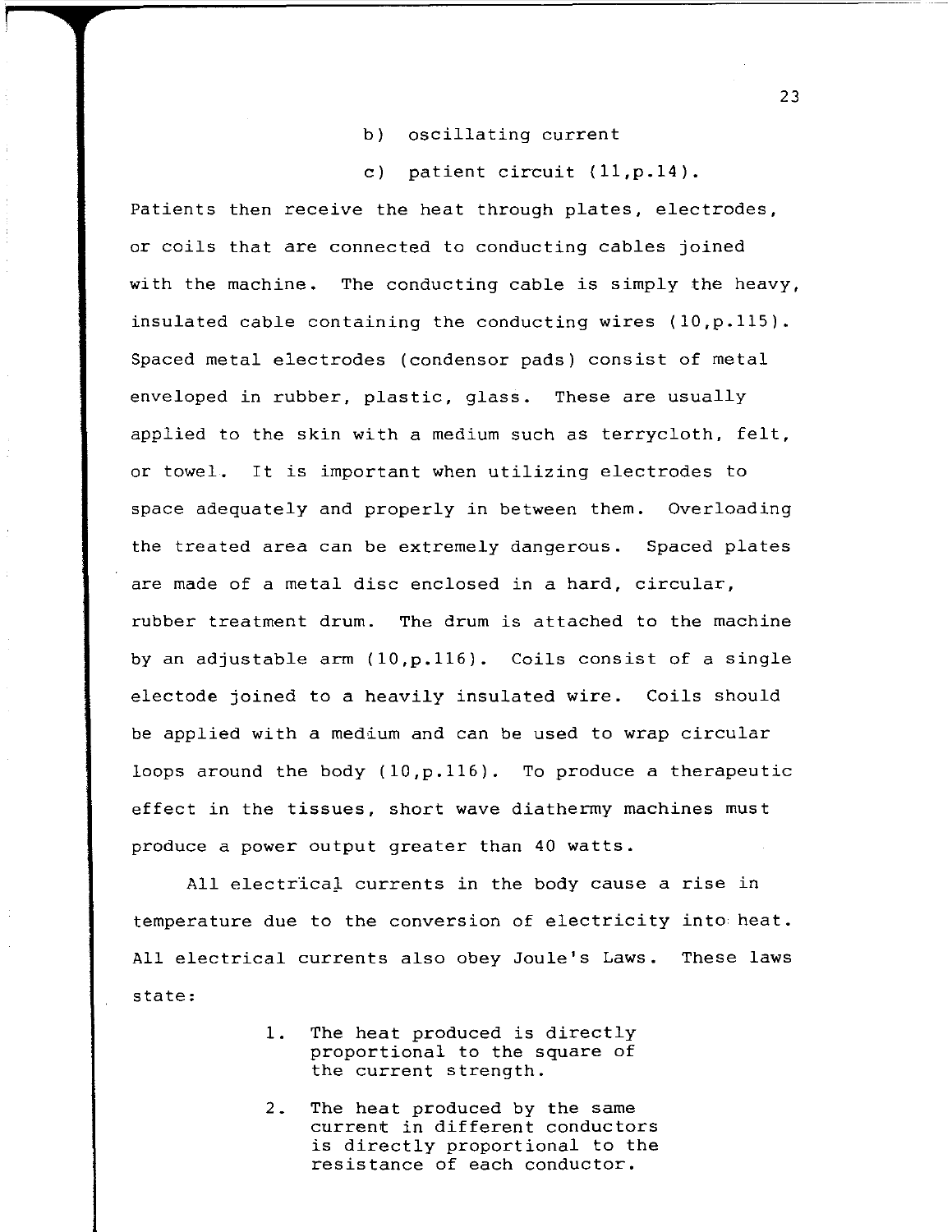b) oscillating current

c) patient circuit (11,p.14).

Patients then receive the heat through plates, electrodes, or coils that are connected to conducting cables joined with the machine. The conducting cable is simply the heavy, insulated cable containing the conducting wires (10,p.115). Spaced metal electrodes (condensor pads) consist of metal enveloped in rubber, plastic, glass. These are usually applied to the skin with a medium such as terrycloth, felt, or towel. It is important when utilizing electrodes to space adequately and properly in between them. Overloading the treated area can be extremely dangerous. Spaced plates are made of a metal disc enclosed in a hard, circular, rubber treatment drum. The drum is attached to the machine by an adjustable arm (10,p.116). Coils consist of a single electode joined to a heavily insulated wire. Coils should be applied with a medium and can be used to wrap circular loops around the body (10,p.116). To produce a therapeutic effect in the tissues, short wave diathermy machines must produce a power output greater than 40 watts.

All electrical currents in the body cause a rise in temperature due to the conversion of electricity into heat. All electrical currents also obey Joule's Laws. These laws state:

1. The heat produced is directly proportional to the square of the current strength.
2. The heat produced by the same current in different conductors is directly proportional to the resistance of each conductor.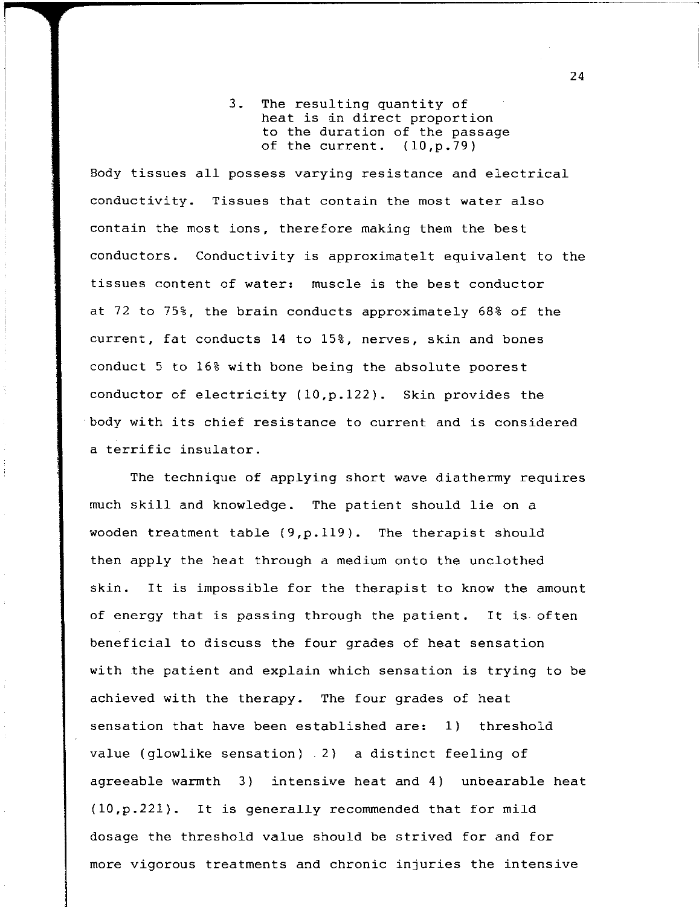3. The resulting quantity of heat is in direct proportion to the duration of the passage of the current. (10,p.79)

Body tissues all possess varying resistance and electrical conductivity. Tissues that contain the most water also contain the most ions, therefore making them the best conductors. Conductivity is approximatelt equivalent to the tissues content of water: muscle is the best conductor at 72 to 75%, the brain conducts approximately 68% of the current, fat conducts 14 to 15%, nerves, skin and bones conduct 5 to 16% with bone being the absolute poorest conductor of electricity (10,p.122). Skin provides the body with its chief resistance to current and is considered a terrific insulator.

The technique of applying short wave diathermy requires much skill and knowledge. The patient should lie on a wooden treatment table (9,p.119). The therapist should then apply the heat through a medium onto the unclothed skin. It is impossible for the therapist to know the amount of energy that is passing through the patient. It is often beneficial to discuss the four grades of heat sensation with the patient and explain which sensation is trying to be achieved with the therapy. The four grades of heat sensation that have been established are: 1) threshold value (glowlike sensation) 2) a distinct feeling of agreeable warmth 3) intensive heat and 4) unbearable heat (10,p.221). It is generally recommended that for mild dosage the threshold value should be strived for and for more vigorous treatments and chronic injuries the intensive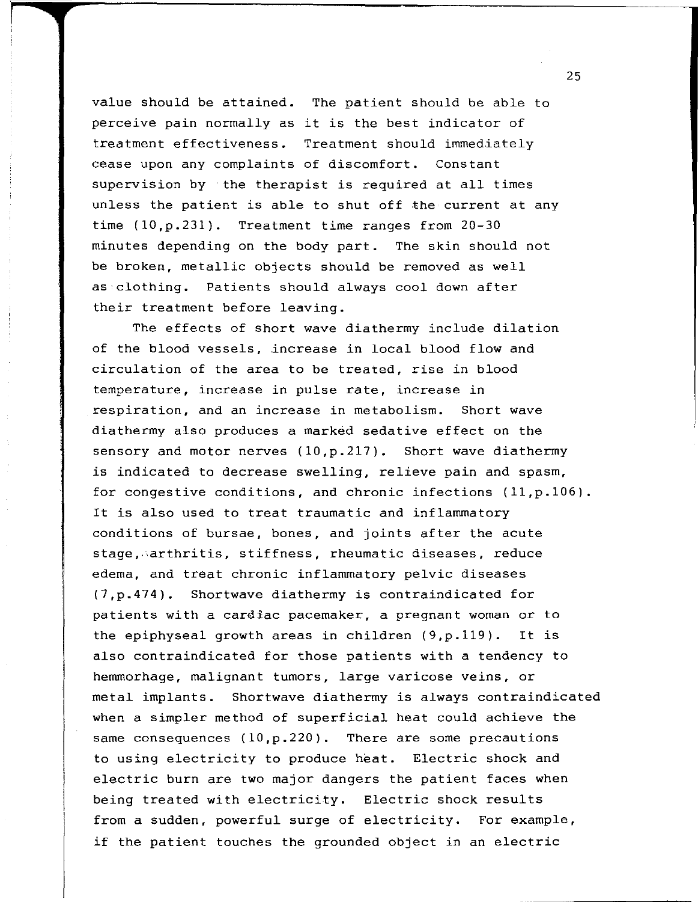value should be attained. The patient should be able to perceive pain normally as it is the best indicator of treatment effectiveness. Treatment should immediately cease upon any complaints of discomfort. Constant supervision by the therapist is required at all times unless the patient is able to shut off the current at any time (10,p.231). Treatment time ranges from 20-30 minutes depending on the body part. The skin should not be broken, metallic objects should be removed as well as clothing. Patients should always cool down after their treatment before leaving.

The effects of short wave diathermy include dilation of the blood vessels, increase in local blood flow and circulation of the area to be treated, rise in blood temperature, increase in pulse rate, increase in respiration, and an increase in metabolism. Short wave diathermy also produces a marked sedative effect on the sensory and motor nerves (10,p.217). Short wave diathermy is indicated to decrease swelling, relieve pain and spasm, for congestive conditions, and chronic infections (11,p.106). It is also used to treat traumatic and inflammatory conditions of bursae, bones, and joints after the acute stage, arthritis, stiffness, rheumatic diseases, reduce edema, and treat chronic inflammatory pelvic diseases (7,p.474). Shortwave diathermy is contraindicated for patients with a cardiac pacemaker, a pregnant woman or to the epiphyseal growth areas in children (9,p.119). It is also contraindicated for those patients with a tendency to hemmorhage, malignant tumors, large varicose veins, or metal implants. Shortwave diathermy is always contraindicated when a simpler method of superficial heat could achieve the same consequences (10,p.220). There are some precautions to using electricity to produce heat. Electric shock and electric burn are two major dangers the patient faces when being treated with electricity. Electric shock results from a sudden, powerful surge of electricity. For example, if the patient touches the grounded object in an electric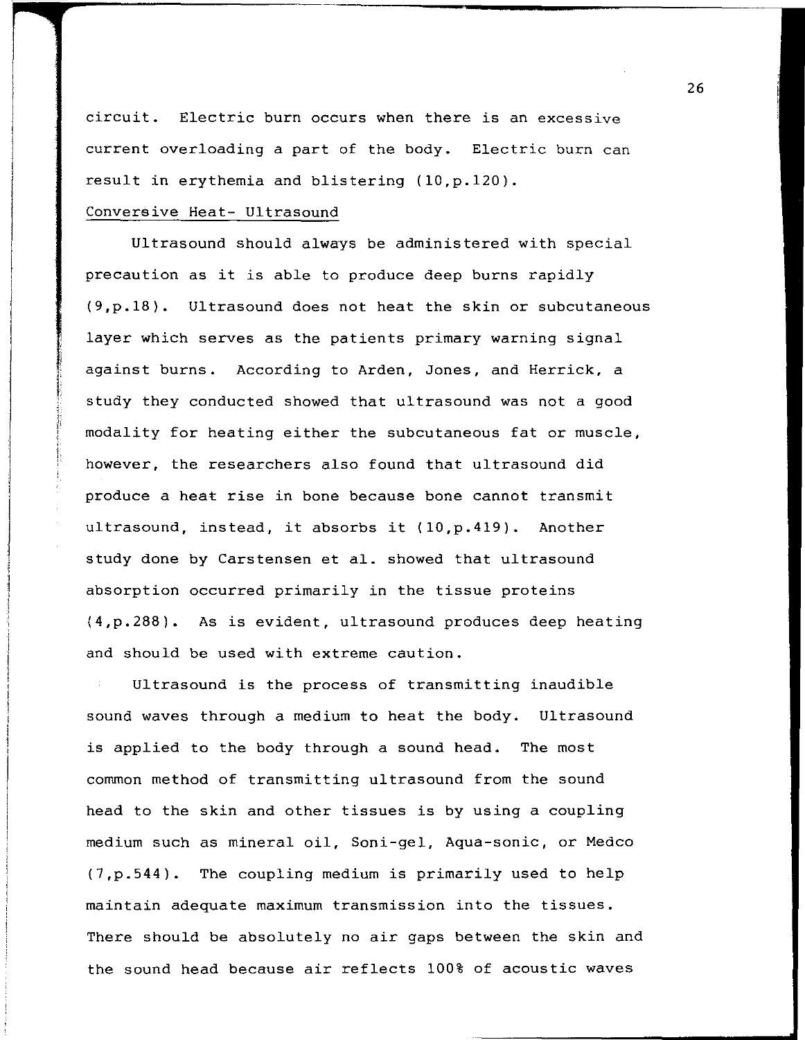circuit. Electric burn occurs when there is an excessive current overloading a part of the body. Electric burn can result in erythemia and blistering (10,p.120).

Conversive Heat- Ultrasound

Ultrasound should always be administered with special precaution as it is able to produce deep burns rapidly (9,p.18). Ultrasound does not heat the skin or subcutaneous layer which serves as the patients primary warning signal against burns. According to Arden, Jones, and Herrick, a study they conducted showed that ultrasound was not a good modality for heating either the subcutaneous fat or muscle, however, the researchers also found that ultrasound did produce a heat rise in bone because bone cannot transmit ultrasound, instead, it absorbs it (10,p.419). Another study done by Carstensen et al. showed that ultrasound absorption occurred primarily in the tissue proteins (4,p.288). As is evident, ultrasound produces deep heating and should be used with extreme caution.

Ultrasound is the process of transmitting inaudible sound waves through a medium to heat the body. Ultrasound is applied to the body through a sound head. The most common method of transmitting ultrasound from the sound head to the skin and other tissues is by using a coupling medium such as mineral oil, Soni-gel, Aqua-sonic, or Medco (7,p.544). The coupling medium is primarily used to help maintain adequate maximum transmission into the tissues. There should be absolutely no air gaps between the skin and the sound head because air reflects 100% of acoustic waves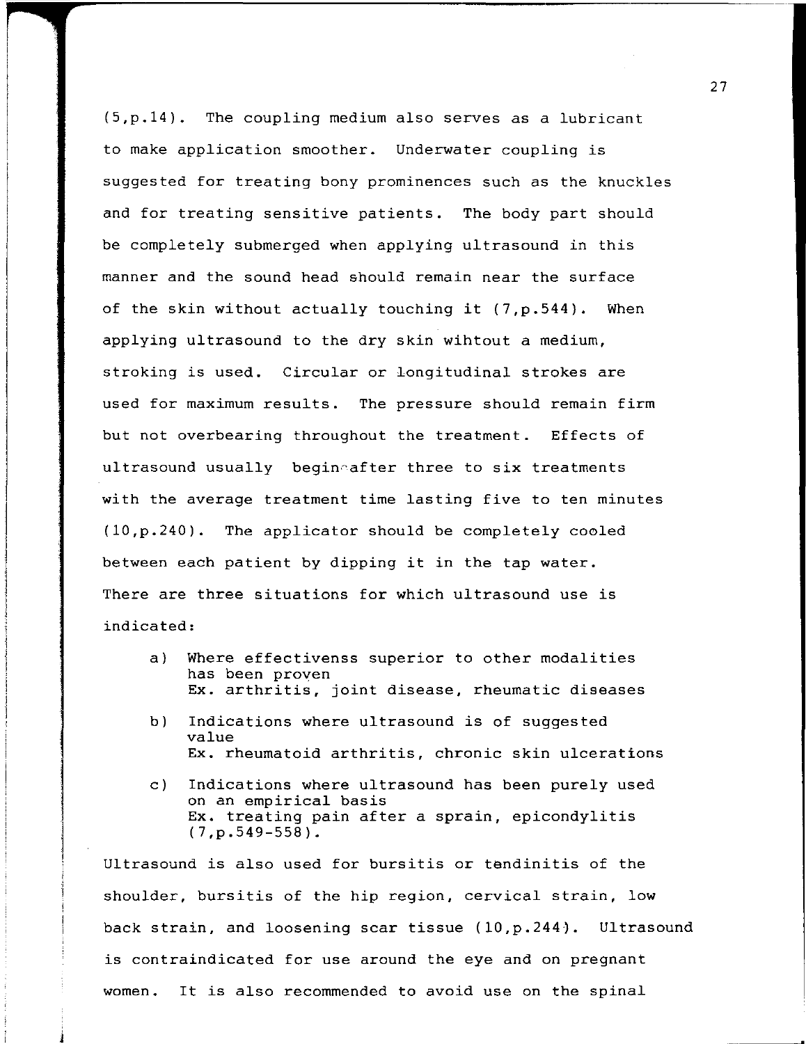(5,p.14). The coupling medium also serves as a lubricant to make application smoother. Underwater coupling is suggested for treating bony prominences such as the knuckles and for treating sensitive patients. The body part should be completely submerged when applying ultrasound in this manner and the sound head should remain near the surface of the skin without actually touching it (7,p.544). When applying ultrasound to the dry skin wihtout a medium, stroking is used. Circular or longitudinal strokes are used for maximum results. The pressure should remain firm but not overbearing throughout the treatment. Effects of ultrasound usually begin after three to six treatments with the average treatment time lasting five to ten minutes (10,p.240). The applicator should be completely cooled between each patient by dipping it in the tap water. There are three situations for which ultrasound use is indicated:

a) Where effectivenss superior to other modalities has been proven
   Ex. arthritis, joint disease, rheumatic diseases

b) Indications where ultrasound is of suggested value
   Ex. rheumatoid arthritis, chronic skin ulcerations

c) Indications where ultrasound has been purely used on an empirical basis
   Ex. treating pain after a sprain, epicondylitis (7,p.549-558).

Ultrasound is also used for bursitis or tendinitis of the shoulder, bursitis of the hip region, cervical strain, low back strain, and loosening scar tissue (10,p.244). Ultrasound is contraindicated for use around the eye and on pregnant women. It is also recommended to avoid use on the spinal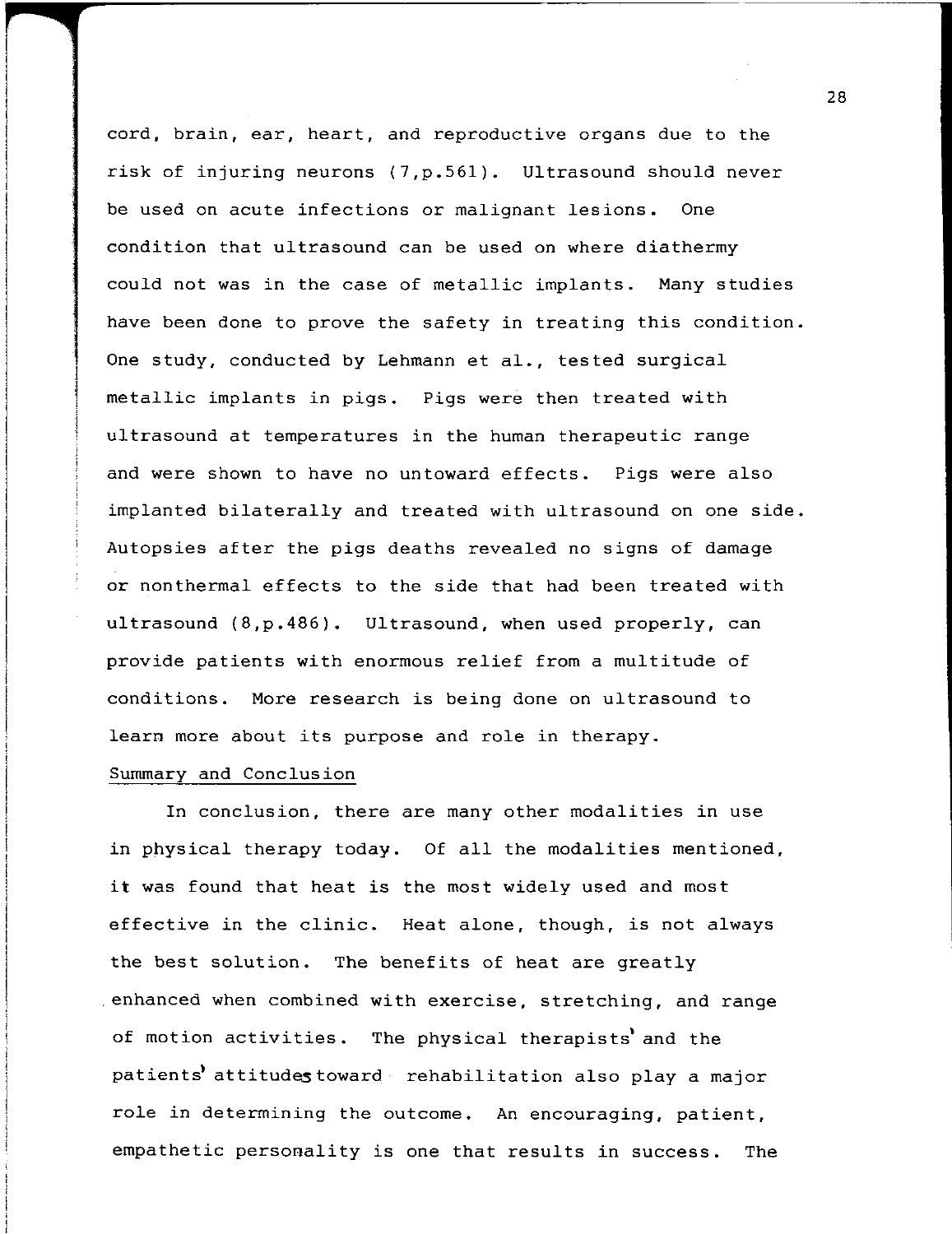cord, brain, ear, heart, and reproductive organs due to the risk of injuring neurons (7,p.561). Ultrasound should never be used on acute infections or malignant lesions. One condition that ultrasound can be used on where diathermy could not was in the case of metallic implants. Many studies have been done to prove the safety in treating this condition. One study, conducted by Lehmann et al., tested surgical metallic implants in pigs. Pigs were then treated with ultrasound at temperatures in the human therapeutic range and were shown to have no untoward effects. Pigs were also implanted bilaterally and treated with ultrasound on one side. Autopsies after the pigs deaths revealed no signs of damage or nonthermal effects to the side that had been treated with ultrasound (8,p.486). Ultrasound, when used properly, can provide patients with enormous relief from a multitude of conditions. More research is being done on ultrasound to learn more about its purpose and role in therapy.

## Summary and Conclusion

In conclusion, there are many other modalities in use in physical therapy today. Of all the modalities mentioned, it was found that heat is the most widely used and most effective in the clinic. Heat alone, though, is not always the best solution. The benefits of heat are greatly enhanced when combined with exercise, stretching, and range of motion activities. The physical therapists' and the patients' attitudes toward rehabilitation also play a major role in determining the outcome. An encouraging, patient, empathetic personality is one that results in success. The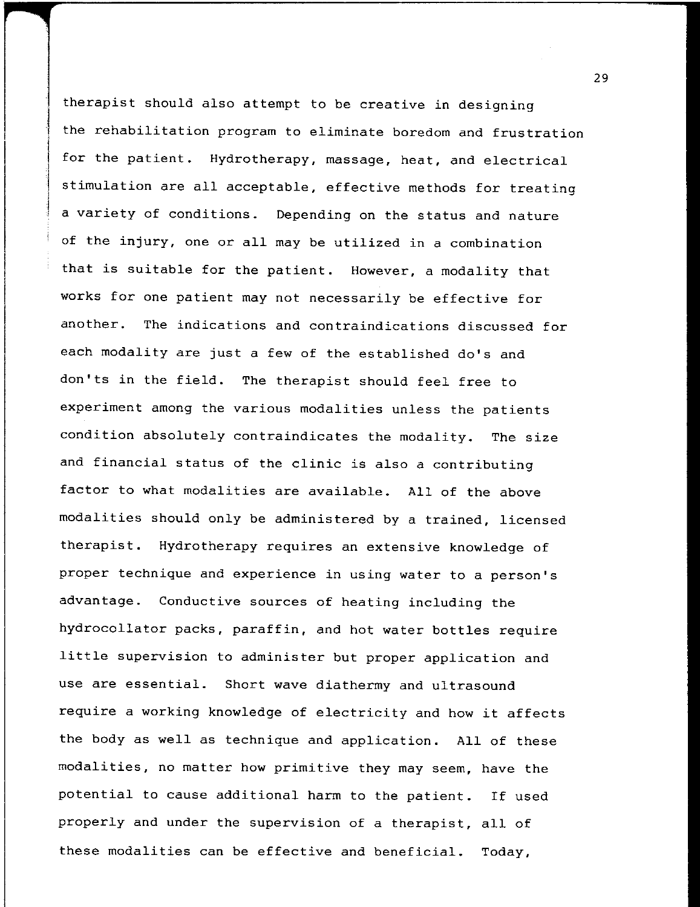therapist should also attempt to be creative in designing the rehabilitation program to eliminate boredom and frustration for the patient. Hydrotherapy, massage, heat, and electrical stimulation are all acceptable, effective methods for treating a variety of conditions. Depending on the status and nature of the injury, one or all may be utilized in a combination that is suitable for the patient. However, a modality that works for one patient may not necessarily be effective for another. The indications and contraindications discussed for each modality are just a few of the established do's and don'ts in the field. The therapist should feel free to experiment among the various modalities unless the patients condition absolutely contraindicates the modality. The size and financial status of the clinic is also a contributing factor to what modalities are available. All of the above modalities should only be administered by a trained, licensed therapist. Hydrotherapy requires an extensive knowledge of proper technique and experience in using water to a person's advantage. Conductive sources of heating including the hydrocollator packs, paraffin, and hot water bottles require little supervision to administer but proper application and use are essential. Short wave diathermy and ultrasound require a working knowledge of electricity and how it affects the body as well as technique and application. All of these modalities, no matter how primitive they may seem, have the potential to cause additional harm to the patient. If used properly and under the supervision of a therapist, all of these modalities can be effective and beneficial. Today,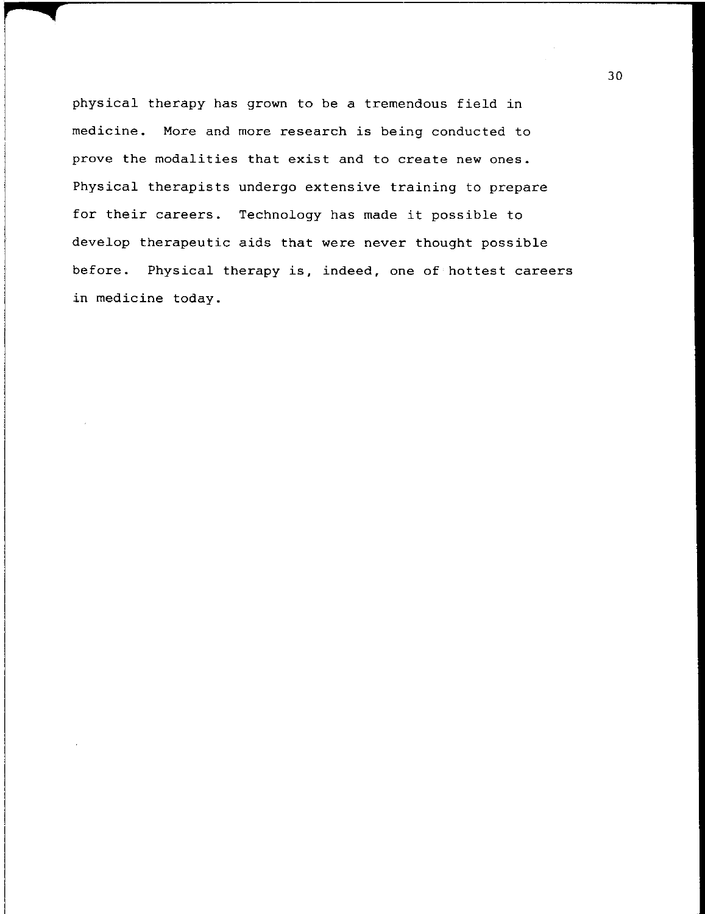physical therapy has grown to be a tremendous field in medicine. More and more research is being conducted to prove the modalities that exist and to create new ones. Physical therapists undergo extensive training to prepare for their careers. Technology has made it possible to develop therapeutic aids that were never thought possible before. Physical therapy is, indeed, one of hottest careers in medicine today.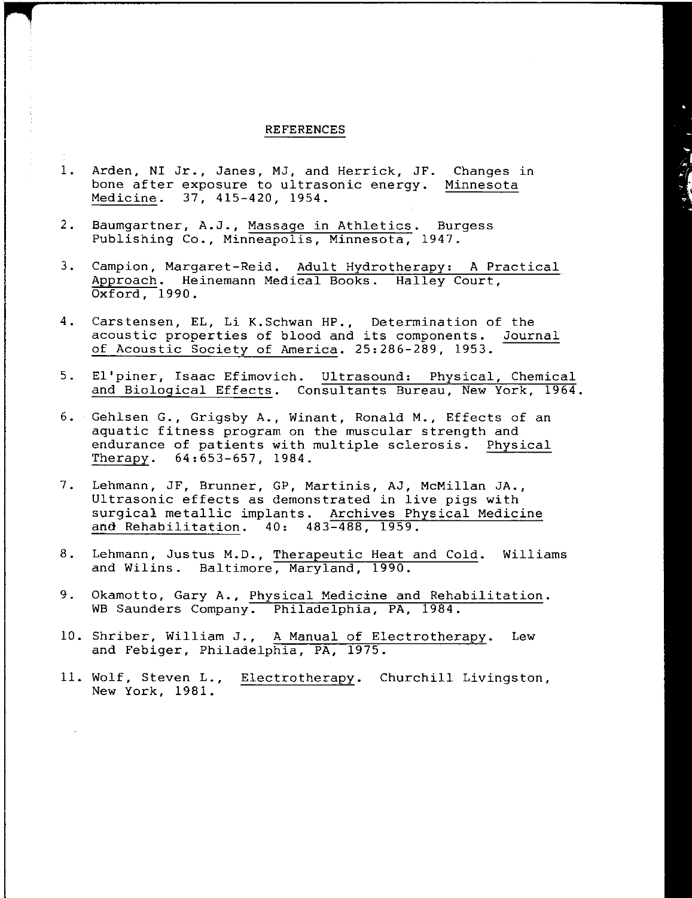## REFERENCES

1. Arden, NI Jr., Janes, MJ, and Herrick, JF. Changes in bone after exposure to ultrasonic energy. Minnesota Medicine. 37, 415-420, 1954.

2. Baumgartner, A.J., Massage in Athletics. Burgess Publishing Co., Minneapolis, Minnesota, 1947.

3. Campion, Margaret-Reid. Adult Hydrotherapy: A Practical Approach. Heinemann Medical Books. Halley Court, Oxford, 1990.

4. Carstensen, EL, Li K.Schwan HP., Determination of the acoustic properties of blood and its components. Journal of Acoustic Society of America. 25:286-289, 1953.

5. El'piner, Isaac Efimovich. Ultrasound: Physical, Chemical and Biological Effects. Consultants Bureau, New York, 1964.

6. Gehlsen G., Grigsby A., Winant, Ronald M., Effects of an aquatic fitness program on the muscular strength and endurance of patients with multiple sclerosis. Physical Therapy. 64:653-657, 1984.

7. Lehmann, JF, Brunner, GP, Martinis, AJ, McMillan JA., Ultrasonic effects as demonstrated in live pigs with surgical metallic implants. Archives Physical Medicine and Rehabilitation. 40: 483-488, 1959.

8. Lehmann, Justus M.D., Therapeutic Heat and Cold. Williams and Wilins. Baltimore, Maryland, 1990.

9. Okamotto, Gary A., Physical Medicine and Rehabilitation. WB Saunders Company. Philadelphia, PA, 1984.

10. Shriber, William J., A Manual of Electrotherapy. Lew and Febiger, Philadelphia, PA, 1975.

11. Wolf, Steven L., Electrotherapy. Churchill Livingston, New York, 1981.